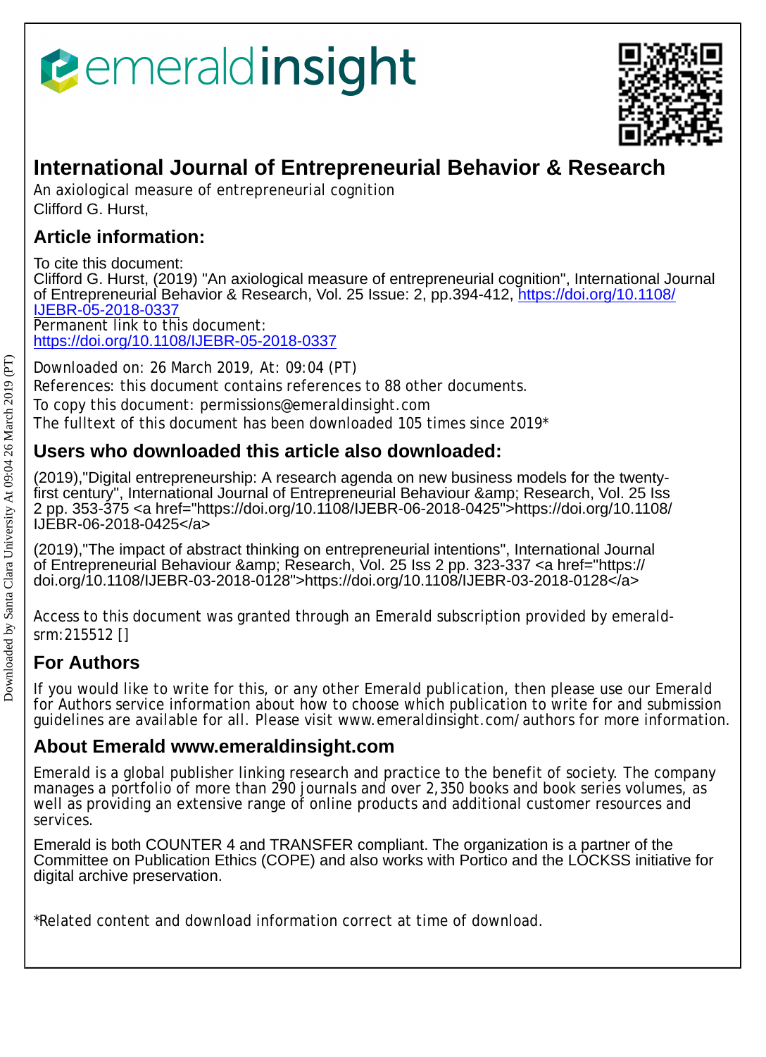# International Journal of Entrepreneurial Behavior & Research

An axiological measure of entrepreneurial cognition
Clifford G. Hurst,

## Article information:

To cite this document:
Clifford G. Hurst, (2019) "An axiological measure of entrepreneurial cognition", International Journal of Entrepreneurial Behavior & Research, Vol. 25 Issue: 2, pp.394-412, https://doi.org/10.1108/IJEBR-05-2018-0337
Permanent link to this document:
https://doi.org/10.1108/IJEBR-05-2018-0337

Downloaded on: 26 March 2019, At: 09:04 (PT)
References: this document contains references to 88 other documents.
To copy this document: permissions@emeraldinsight.com
The fulltext of this document has been downloaded 105 times since 2019*

## Users who downloaded this article also downloaded:

(2019),"Digital entrepreneurship: A research agenda on new business models for the twenty-first century", International Journal of Entrepreneurial Behaviour &amp; Research, Vol. 25 Iss 2 pp. 353-375 <a href="https://doi.org/10.1108/IJEBR-06-2018-0425">https://doi.org/10.1108/IJEBR-06-2018-0425</a>

(2019),"The impact of abstract thinking on entrepreneurial intentions", International Journal of Entrepreneurial Behaviour &amp; Research, Vol. 25 Iss 2 pp. 323-337 <a href="https://doi.org/10.1108/IJEBR-03-2018-0128">https://doi.org/10.1108/IJEBR-03-2018-0128</a>

Access to this document was granted through an Emerald subscription provided by emerald-srm:215512 []

## For Authors

If you would like to write for this, or any other Emerald publication, then please use our Emerald for Authors service information about how to choose which publication to write for and submission guidelines are available for all. Please visit www.emeraldinsight.com/authors for more information.

## About Emerald www.emeraldinsight.com

Emerald is a global publisher linking research and practice to the benefit of society. The company manages a portfolio of more than 290 journals and over 2,350 books and book series volumes, as well as providing an extensive range of online products and additional customer resources and services.

Emerald is both COUNTER 4 and TRANSFER compliant. The organization is a partner of the Committee on Publication Ethics (COPE) and also works with Portico and the LOCKSS initiative for digital archive preservation.

*Related content and download information correct at time of download.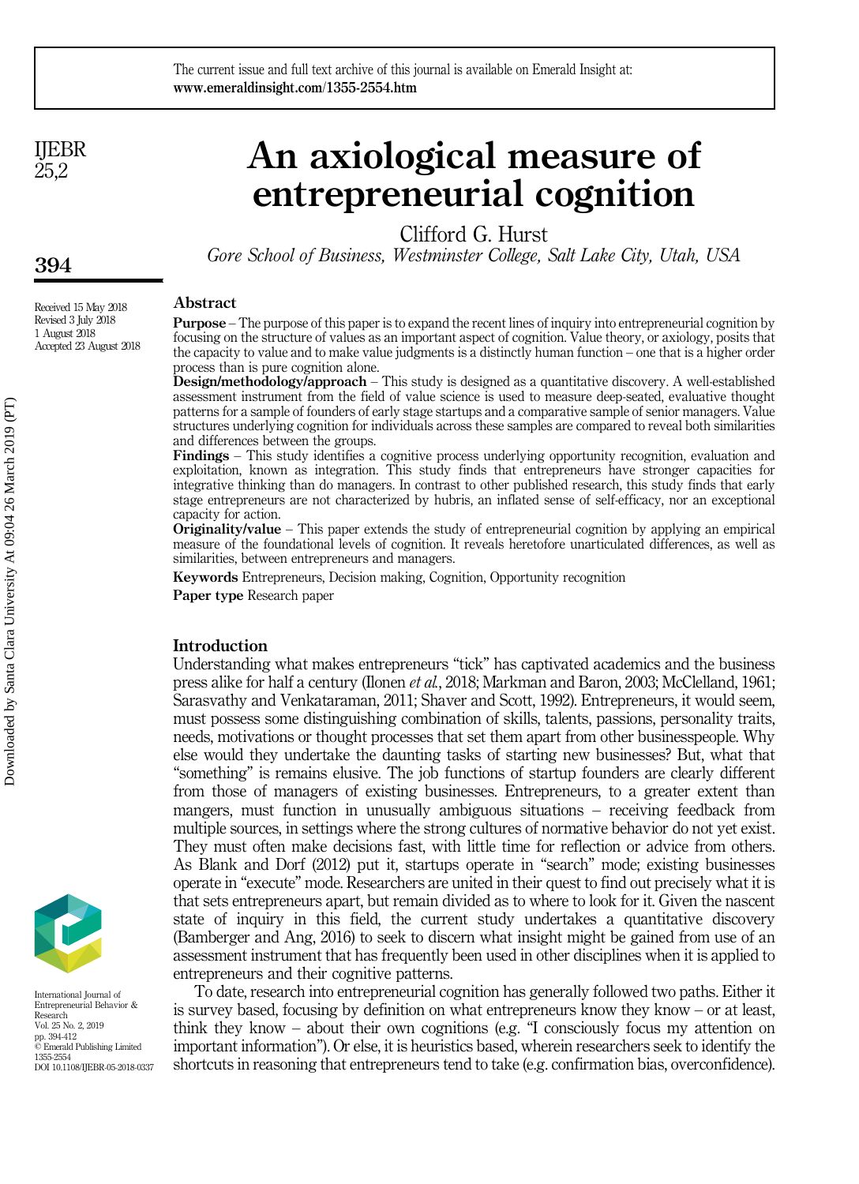# An axiological measure of entrepreneurial cognition

Clifford G. Hurst

*Gore School of Business, Westminster College, Salt Lake City, Utah, USA*

Received 15 May 2018
Revised 3 July 2018
1 August 2018
Accepted 23 August 2018

## Abstract

**Purpose** – The purpose of this paper is to expand the recent lines of inquiry into entrepreneurial cognition by focusing on the structure of values as an important aspect of cognition. Value theory, or axiology, posits that the capacity to value and to make value judgments is a distinctly human function – one that is a higher order process than is pure cognition alone.

**Design/methodology/approach** – This study is designed as a quantitative discovery. A well-established assessment instrument from the field of value science is used to measure deep-seated, evaluative thought patterns for a sample of founders of early stage startups and a comparative sample of senior managers. Value structures underlying cognition for individuals across these samples are compared to reveal both similarities and differences between the groups.

**Findings** – This study identifies a cognitive process underlying opportunity recognition, evaluation and exploitation, known as integration. This study finds that entrepreneurs have stronger capacities for integrative thinking than do managers. In contrast to other published research, this study finds that early stage entrepreneurs are not characterized by hubris, an inflated sense of self-efficacy, nor an exceptional capacity for action.

**Originality/value** – This paper extends the study of entrepreneurial cognition by applying an empirical measure of the foundational levels of cognition. It reveals heretofore unarticulated differences, as well as similarities, between entrepreneurs and managers.

**Keywords** Entrepreneurs, Decision making, Cognition, Opportunity recognition

**Paper type** Research paper

## Introduction

Understanding what makes entrepreneurs "tick" has captivated academics and the business press alike for half a century (Ilonen *et al.*, 2018; Markman and Baron, 2003; McClelland, 1961; Sarasvathy and Venkataraman, 2011; Shaver and Scott, 1992). Entrepreneurs, it would seem, must possess some distinguishing combination of skills, talents, passions, personality traits, needs, motivations or thought processes that set them apart from other businesspeople. Why else would they undertake the daunting tasks of starting new businesses? But, what that "something" is remains elusive. The job functions of startup founders are clearly different from those of managers of existing businesses. Entrepreneurs, to a greater extent than mangers, must function in unusually ambiguous situations – receiving feedback from multiple sources, in settings where the strong cultures of normative behavior do not yet exist. They must often make decisions fast, with little time for reflection or advice from others. As Blank and Dorf (2012) put it, startups operate in "search" mode; existing businesses operate in "execute" mode. Researchers are united in their quest to find out precisely what it is that sets entrepreneurs apart, but remain divided as to where to look for it. Given the nascent state of inquiry in this field, the current study undertakes a quantitative discovery (Bamberger and Ang, 2016) to seek to discern what insight might be gained from use of an assessment instrument that has frequently been used in other disciplines when it is applied to entrepreneurs and their cognitive patterns.

To date, research into entrepreneurial cognition has generally followed two paths. Either it is survey based, focusing by definition on what entrepreneurs know they know – or at least, think they know – about their own cognitions (e.g. "I consciously focus my attention on important information"). Or else, it is heuristics based, wherein researchers seek to identify the shortcuts in reasoning that entrepreneurs tend to take (e.g. confirmation bias, overconfidence).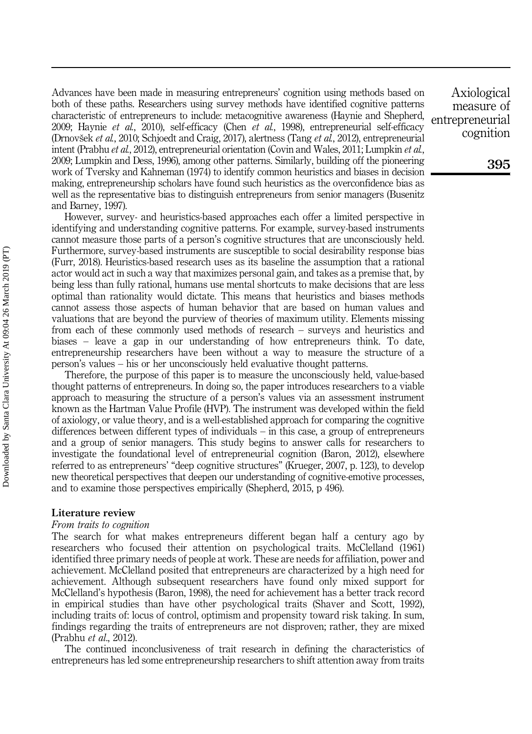Advances have been made in measuring entrepreneurs' cognition using methods based on both of these paths. Researchers using survey methods have identified cognitive patterns characteristic of entrepreneurs to include: metacognitive awareness (Haynie and Shepherd, 2009; Haynie *et al.*, 2010), self-efficacy (Chen *et al.*, 1998), entrepreneurial self-efficacy (Drnovšek *et al.*, 2010; Schjoedt and Craig, 2017), alertness (Tang *et al.*, 2012), entrepreneurial intent (Prabhu *et al.*, 2012), entrepreneurial orientation (Covin and Wales, 2011; Lumpkin *et al.*, 2009; Lumpkin and Dess, 1996), among other patterns. Similarly, building off the pioneering work of Tversky and Kahneman (1974) to identify common heuristics and biases in decision making, entrepreneurship scholars have found such heuristics as the overconfidence bias as well as the representative bias to distinguish entrepreneurs from senior managers (Busenitz and Barney, 1997).

However, survey- and heuristics-based approaches each offer a limited perspective in identifying and understanding cognitive patterns. For example, survey-based instruments cannot measure those parts of a person's cognitive structures that are unconsciously held. Furthermore, survey-based instruments are susceptible to social desirability response bias (Furr, 2018). Heuristics-based research uses as its baseline the assumption that a rational actor would act in such a way that maximizes personal gain, and takes as a premise that, by being less than fully rational, humans use mental shortcuts to make decisions that are less optimal than rationality would dictate. This means that heuristics and biases methods cannot assess those aspects of human behavior that are based on human values and valuations that are beyond the purview of theories of maximum utility. Elements missing from each of these commonly used methods of research – surveys and heuristics and biases – leave a gap in our understanding of how entrepreneurs think. To date, entrepreneurship researchers have been without a way to measure the structure of a person's values – his or her unconsciously held evaluative thought patterns.

Therefore, the purpose of this paper is to measure the unconsciously held, value-based thought patterns of entrepreneurs. In doing so, the paper introduces researchers to a viable approach to measuring the structure of a person's values via an assessment instrument known as the Hartman Value Profile (HVP). The instrument was developed within the field of axiology, or value theory, and is a well-established approach for comparing the cognitive differences between different types of individuals – in this case, a group of entrepreneurs and a group of senior managers. This study begins to answer calls for researchers to investigate the foundational level of entrepreneurial cognition (Baron, 2012), elsewhere referred to as entrepreneurs' "deep cognitive structures" (Krueger, 2007, p. 123), to develop new theoretical perspectives that deepen our understanding of cognitive-emotive processes, and to examine those perspectives empirically (Shepherd, 2015, p 496).

## Literature review

### *From traits to cognition*

The search for what makes entrepreneurs different began half a century ago by researchers who focused their attention on psychological traits. McClelland (1961) identified three primary needs of people at work. These are needs for affiliation, power and achievement. McClelland posited that entrepreneurs are characterized by a high need for achievement. Although subsequent researchers have found only mixed support for McClelland's hypothesis (Baron, 1998), the need for achievement has a better track record in empirical studies than have other psychological traits (Shaver and Scott, 1992), including traits of: locus of control, optimism and propensity toward risk taking. In sum, findings regarding the traits of entrepreneurs are not disproven; rather, they are mixed (Prabhu *et al.*, 2012).

The continued inconclusiveness of trait research in defining the characteristics of entrepreneurs has led some entrepreneurship researchers to shift attention away from traits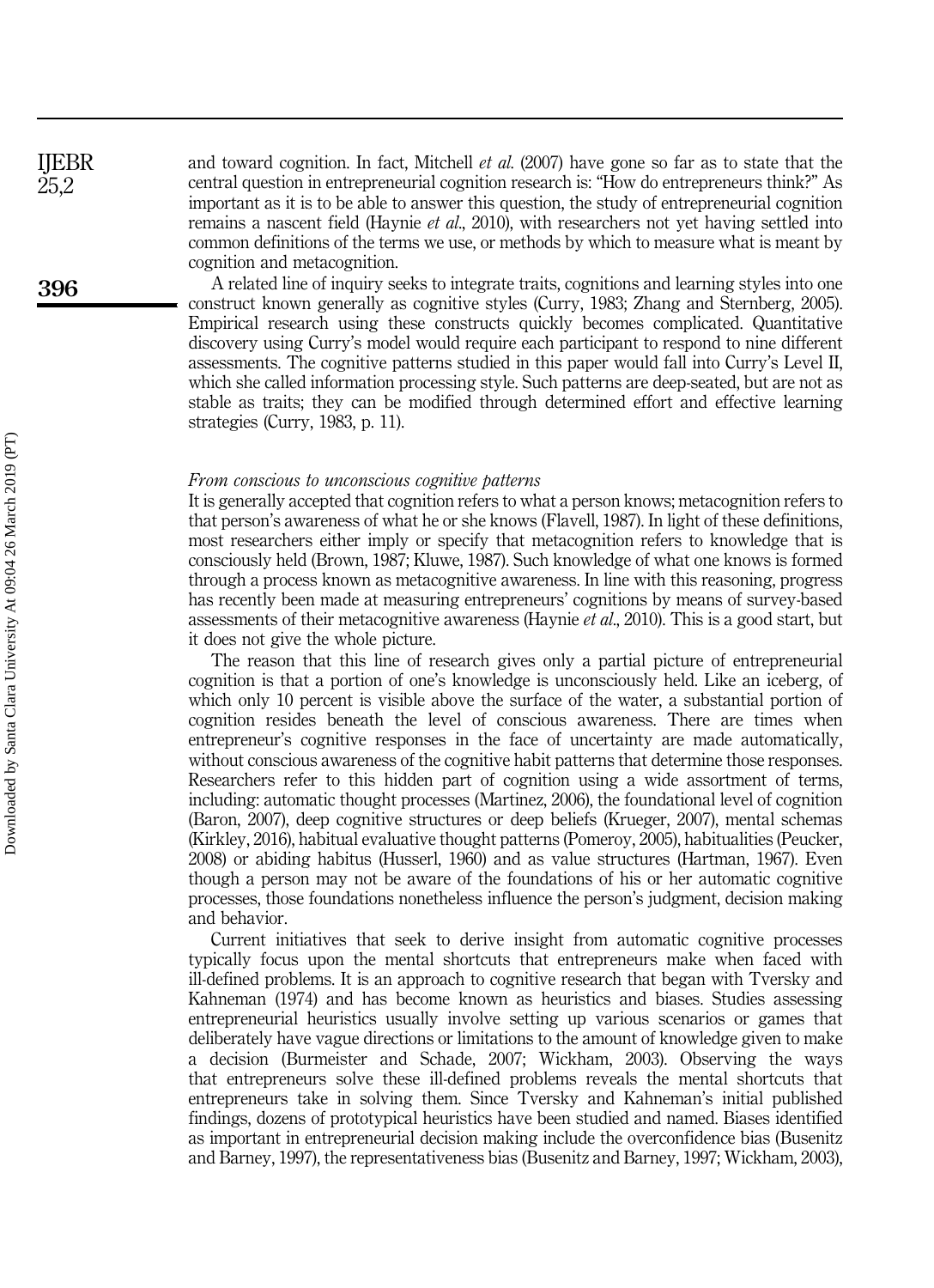and toward cognition. In fact, Mitchell *et al.* (2007) have gone so far as to state that the central question in entrepreneurial cognition research is: "How do entrepreneurs think?" As important as it is to be able to answer this question, the study of entrepreneurial cognition remains a nascent field (Haynie *et al.*, 2010), with researchers not yet having settled into common definitions of the terms we use, or methods by which to measure what is meant by cognition and metacognition.

A related line of inquiry seeks to integrate traits, cognitions and learning styles into one construct known generally as cognitive styles (Curry, 1983; Zhang and Sternberg, 2005). Empirical research using these constructs quickly becomes complicated. Quantitative discovery using Curry's model would require each participant to respond to nine different assessments. The cognitive patterns studied in this paper would fall into Curry's Level II, which she called information processing style. Such patterns are deep-seated, but are not as stable as traits; they can be modified through determined effort and effective learning strategies (Curry, 1983, p. 11).

*From conscious to unconscious cognitive patterns*

It is generally accepted that cognition refers to what a person knows; metacognition refers to that person's awareness of what he or she knows (Flavell, 1987). In light of these definitions, most researchers either imply or specify that metacognition refers to knowledge that is consciously held (Brown, 1987; Kluwe, 1987). Such knowledge of what one knows is formed through a process known as metacognitive awareness. In line with this reasoning, progress has recently been made at measuring entrepreneurs' cognitions by means of survey-based assessments of their metacognitive awareness (Haynie *et al.*, 2010). This is a good start, but it does not give the whole picture.

The reason that this line of research gives only a partial picture of entrepreneurial cognition is that a portion of one's knowledge is unconsciously held. Like an iceberg, of which only 10 percent is visible above the surface of the water, a substantial portion of cognition resides beneath the level of conscious awareness. There are times when entrepreneur's cognitive responses in the face of uncertainty are made automatically, without conscious awareness of the cognitive habit patterns that determine those responses. Researchers refer to this hidden part of cognition using a wide assortment of terms, including: automatic thought processes (Martinez, 2006), the foundational level of cognition (Baron, 2007), deep cognitive structures or deep beliefs (Krueger, 2007), mental schemas (Kirkley, 2016), habitual evaluative thought patterns (Pomeroy, 2005), habitualities (Peucker, 2008) or abiding habitus (Husserl, 1960) and as value structures (Hartman, 1967). Even though a person may not be aware of the foundations of his or her automatic cognitive processes, those foundations nonetheless influence the person's judgment, decision making and behavior.

Current initiatives that seek to derive insight from automatic cognitive processes typically focus upon the mental shortcuts that entrepreneurs make when faced with ill-defined problems. It is an approach to cognitive research that began with Tversky and Kahneman (1974) and has become known as heuristics and biases. Studies assessing entrepreneurial heuristics usually involve setting up various scenarios or games that deliberately have vague directions or limitations to the amount of knowledge given to make a decision (Burmeister and Schade, 2007; Wickham, 2003). Observing the ways that entrepreneurs solve these ill-defined problems reveals the mental shortcuts that entrepreneurs take in solving them. Since Tversky and Kahneman's initial published findings, dozens of prototypical heuristics have been studied and named. Biases identified as important in entrepreneurial decision making include the overconfidence bias (Busenitz and Barney, 1997), the representativeness bias (Busenitz and Barney, 1997; Wickham, 2003),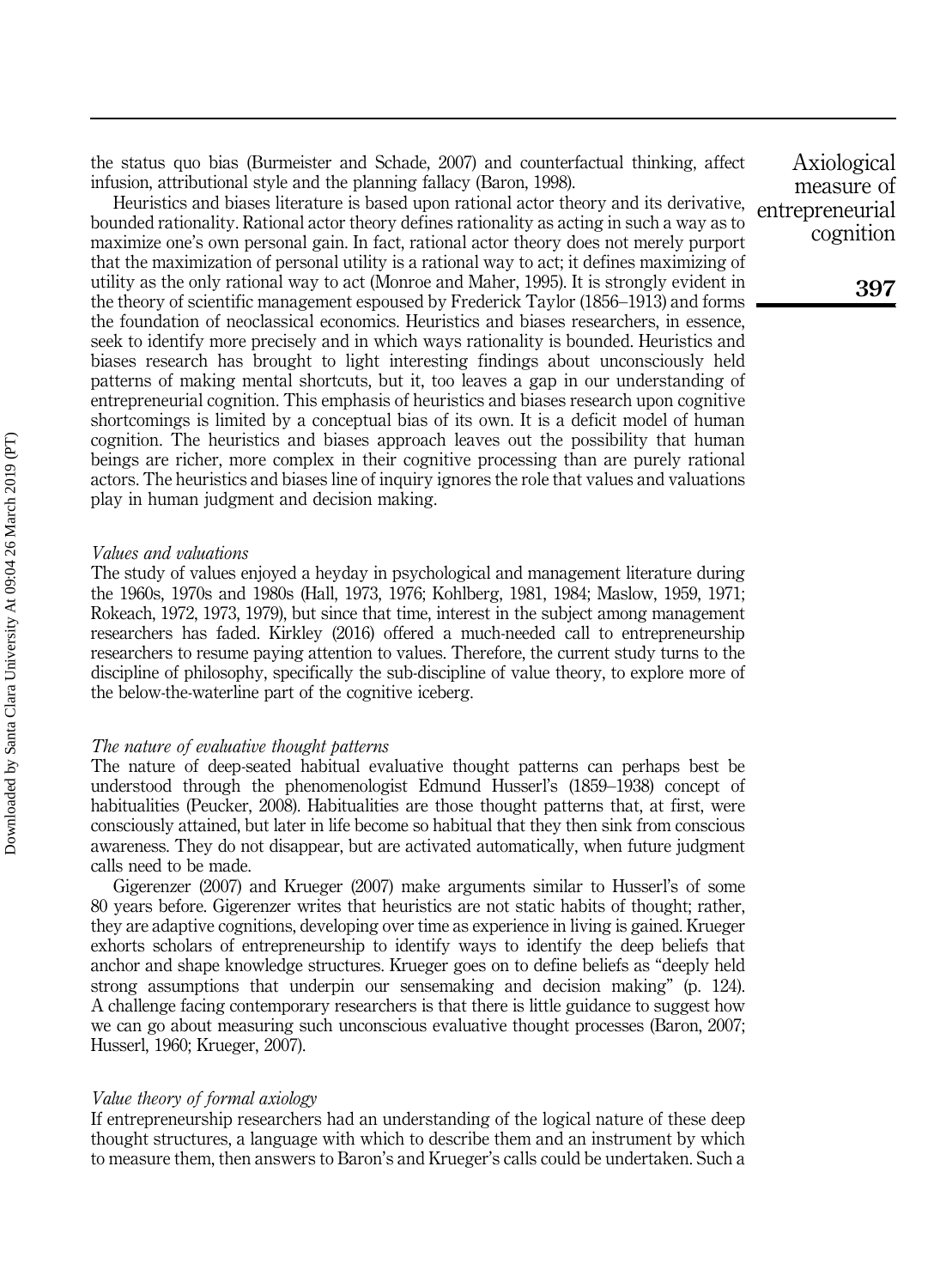the status quo bias (Burmeister and Schade, 2007) and counterfactual thinking, affect infusion, attributional style and the planning fallacy (Baron, 1998).

Heuristics and biases literature is based upon rational actor theory and its derivative, bounded rationality. Rational actor theory defines rationality as acting in such a way as to maximize one's own personal gain. In fact, rational actor theory does not merely purport that the maximization of personal utility is a rational way to act; it defines maximizing of utility as the only rational way to act (Monroe and Maher, 1995). It is strongly evident in the theory of scientific management espoused by Frederick Taylor (1856–1913) and forms the foundation of neoclassical economics. Heuristics and biases researchers, in essence, seek to identify more precisely and in which ways rationality is bounded. Heuristics and biases research has brought to light interesting findings about unconsciously held patterns of making mental shortcuts, but it, too leaves a gap in our understanding of entrepreneurial cognition. This emphasis of heuristics and biases research upon cognitive shortcomings is limited by a conceptual bias of its own. It is a deficit model of human cognition. The heuristics and biases approach leaves out the possibility that human beings are richer, more complex in their cognitive processing than are purely rational actors. The heuristics and biases line of inquiry ignores the role that values and valuations play in human judgment and decision making.

### *Values and valuations*

The study of values enjoyed a heyday in psychological and management literature during the 1960s, 1970s and 1980s (Hall, 1973, 1976; Kohlberg, 1981, 1984; Maslow, 1959, 1971; Rokeach, 1972, 1973, 1979), but since that time, interest in the subject among management researchers has faded. Kirkley (2016) offered a much-needed call to entrepreneurship researchers to resume paying attention to values. Therefore, the current study turns to the discipline of philosophy, specifically the sub-discipline of value theory, to explore more of the below-the-waterline part of the cognitive iceberg.

### *The nature of evaluative thought patterns*

The nature of deep-seated habitual evaluative thought patterns can perhaps best be understood through the phenomenologist Edmund Husserl's (1859–1938) concept of habitualities (Peucker, 2008). Habitualities are those thought patterns that, at first, were consciously attained, but later in life become so habitual that they then sink from conscious awareness. They do not disappear, but are activated automatically, when future judgment calls need to be made.

Gigerenzer (2007) and Krueger (2007) make arguments similar to Husserl's of some 80 years before. Gigerenzer writes that heuristics are not static habits of thought; rather, they are adaptive cognitions, developing over time as experience in living is gained. Krueger exhorts scholars of entrepreneurship to identify ways to identify the deep beliefs that anchor and shape knowledge structures. Krueger goes on to define beliefs as "deeply held strong assumptions that underpin our sensemaking and decision making" (p. 124). A challenge facing contemporary researchers is that there is little guidance to suggest how we can go about measuring such unconscious evaluative thought processes (Baron, 2007; Husserl, 1960; Krueger, 2007).

### *Value theory of formal axiology*

If entrepreneurship researchers had an understanding of the logical nature of these deep thought structures, a language with which to describe them and an instrument by which to measure them, then answers to Baron's and Krueger's calls could be undertaken. Such a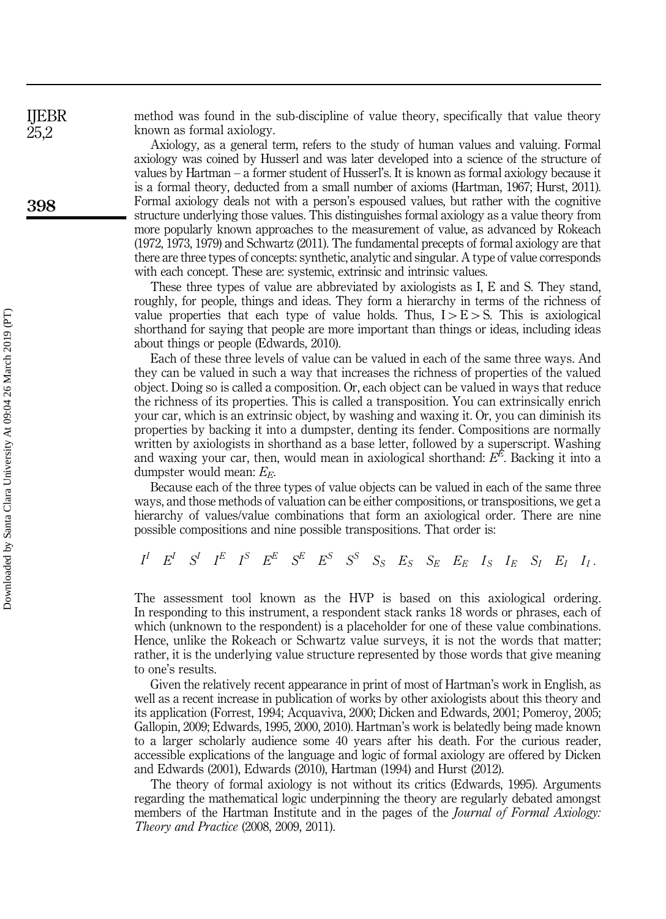method was found in the sub-discipline of value theory, specifically that value theory known as formal axiology.

Axiology, as a general term, refers to the study of human values and valuing. Formal axiology was coined by Husserl and was later developed into a science of the structure of values by Hartman – a former student of Husserl's. It is known as formal axiology because it is a formal theory, deducted from a small number of axioms (Hartman, 1967; Hurst, 2011). Formal axiology deals not with a person's espoused values, but rather with the cognitive structure underlying those values. This distinguishes formal axiology as a value theory from more popularly known approaches to the measurement of value, as advanced by Rokeach (1972, 1973, 1979) and Schwartz (2011). The fundamental precepts of formal axiology are that there are three types of concepts: synthetic, analytic and singular. A type of value corresponds with each concept. These are: systemic, extrinsic and intrinsic values.

These three types of value are abbreviated by axiologists as I, E and S. They stand, roughly, for people, things and ideas. They form a hierarchy in terms of the richness of value properties that each type of value holds. Thus, $I > E > S$. This is axiological shorthand for saying that people are more important than things or ideas, including ideas about things or people (Edwards, 2010).

Each of these three levels of value can be valued in each of the same three ways. And they can be valued in such a way that increases the richness of properties of the valued object. Doing so is called a composition. Or, each object can be valued in ways that reduce the richness of its properties. This is called a transposition. You can extrinsically enrich your car, which is an extrinsic object, by washing and waxing it. Or, you can diminish its properties by backing it into a dumpster, denting its fender. Compositions are normally written by axiologists in shorthand as a base letter, followed by a superscript. Washing and waxing your car, then, would mean in axiological shorthand: $E^E$. Backing it into a dumpster would mean: $E_E$.

Because each of the three types of value objects can be valued in each of the same three ways, and those methods of valuation can be either compositions, or transpositions, we get a hierarchy of values/value combinations that form an axiological order. There are nine possible compositions and nine possible transpositions. That order is:

$$I^I \quad E^I \quad S^I \quad I^E \quad I^S \quad E^E \quad S^E \quad E^S \quad S^S \quad S_S \quad E_S \quad S_E \quad E_E \quad I_S \quad I_E \quad S_I \quad E_I \quad I_I .$$

The assessment tool known as the HVP is based on this axiological ordering. In responding to this instrument, a respondent stack ranks 18 words or phrases, each of which (unknown to the respondent) is a placeholder for one of these value combinations. Hence, unlike the Rokeach or Schwartz value surveys, it is not the words that matter; rather, it is the underlying value structure represented by those words that give meaning to one's results.

Given the relatively recent appearance in print of most of Hartman's work in English, as well as a recent increase in publication of works by other axiologists about this theory and its application (Forrest, 1994; Acquaviva, 2000; Dicken and Edwards, 2001; Pomeroy, 2005; Gallopin, 2009; Edwards, 1995, 2000, 2010). Hartman's work is belatedly being made known to a larger scholarly audience some 40 years after his death. For the curious reader, accessible explications of the language and logic of formal axiology are offered by Dicken and Edwards (2001), Edwards (2010), Hartman (1994) and Hurst (2012).

The theory of formal axiology is not without its critics (Edwards, 1995). Arguments regarding the mathematical logic underpinning the theory are regularly debated amongst members of the Hartman Institute and in the pages of the *Journal of Formal Axiology: Theory and Practice* (2008, 2009, 2011).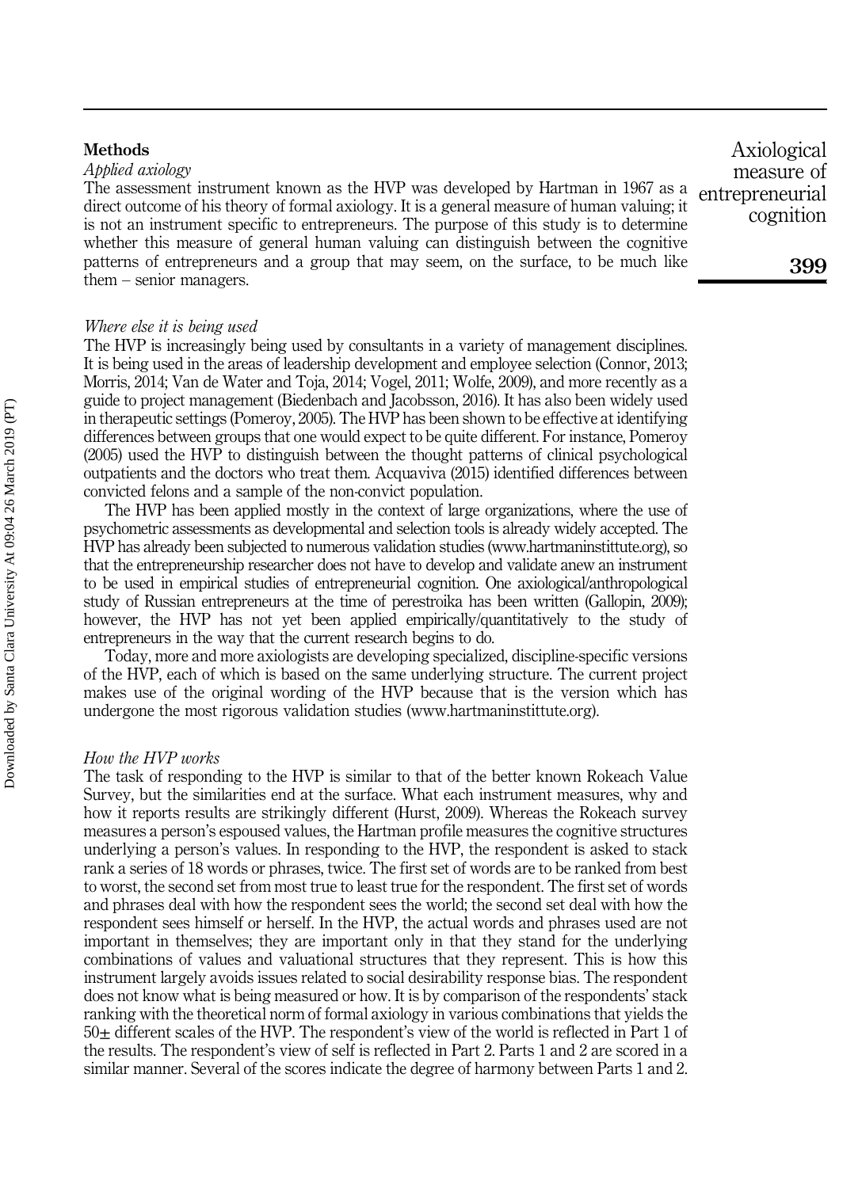## Methods

### *Applied axiology*

The assessment instrument known as the HVP was developed by Hartman in 1967 as a direct outcome of his theory of formal axiology. It is a general measure of human valuing; it is not an instrument specific to entrepreneurs. The purpose of this study is to determine whether this measure of general human valuing can distinguish between the cognitive patterns of entrepreneurs and a group that may seem, on the surface, to be much like them – senior managers.

### *Where else it is being used*

The HVP is increasingly being used by consultants in a variety of management disciplines. It is being used in the areas of leadership development and employee selection (Connor, 2013; Morris, 2014; Van de Water and Toja, 2014; Vogel, 2011; Wolfe, 2009), and more recently as a guide to project management (Biedenbach and Jacobsson, 2016). It has also been widely used in therapeutic settings (Pomeroy, 2005). The HVP has been shown to be effective at identifying differences between groups that one would expect to be quite different. For instance, Pomeroy (2005) used the HVP to distinguish between the thought patterns of clinical psychological outpatients and the doctors who treat them. Acquaviva (2015) identified differences between convicted felons and a sample of the non-convict population.

The HVP has been applied mostly in the context of large organizations, where the use of psychometric assessments as developmental and selection tools is already widely accepted. The HVP has already been subjected to numerous validation studies (www.hartmaninstittute.org), so that the entrepreneurship researcher does not have to develop and validate anew an instrument to be used in empirical studies of entrepreneurial cognition. One axiological/anthropological study of Russian entrepreneurs at the time of perestroika has been written (Gallopin, 2009); however, the HVP has not yet been applied empirically/quantitatively to the study of entrepreneurs in the way that the current research begins to do.

Today, more and more axiologists are developing specialized, discipline-specific versions of the HVP, each of which is based on the same underlying structure. The current project makes use of the original wording of the HVP because that is the version which has undergone the most rigorous validation studies (www.hartmaninstittute.org).

### *How the HVP works*

The task of responding to the HVP is similar to that of the better known Rokeach Value Survey, but the similarities end at the surface. What each instrument measures, why and how it reports results are strikingly different (Hurst, 2009). Whereas the Rokeach survey measures a person's espoused values, the Hartman profile measures the cognitive structures underlying a person's values. In responding to the HVP, the respondent is asked to stack rank a series of 18 words or phrases, twice. The first set of words are to be ranked from best to worst, the second set from most true to least true for the respondent. The first set of words and phrases deal with how the respondent sees the world; the second set deal with how the respondent sees himself or herself. In the HVP, the actual words and phrases used are not important in themselves; they are important only in that they stand for the underlying combinations of values and valuational structures that they represent. This is how this instrument largely avoids issues related to social desirability response bias. The respondent does not know what is being measured or how. It is by comparison of the respondents' stack ranking with the theoretical norm of formal axiology in various combinations that yields the 50± different scales of the HVP. The respondent's view of the world is reflected in Part 1 of the results. The respondent's view of self is reflected in Part 2. Parts 1 and 2 are scored in a similar manner. Several of the scores indicate the degree of harmony between Parts 1 and 2.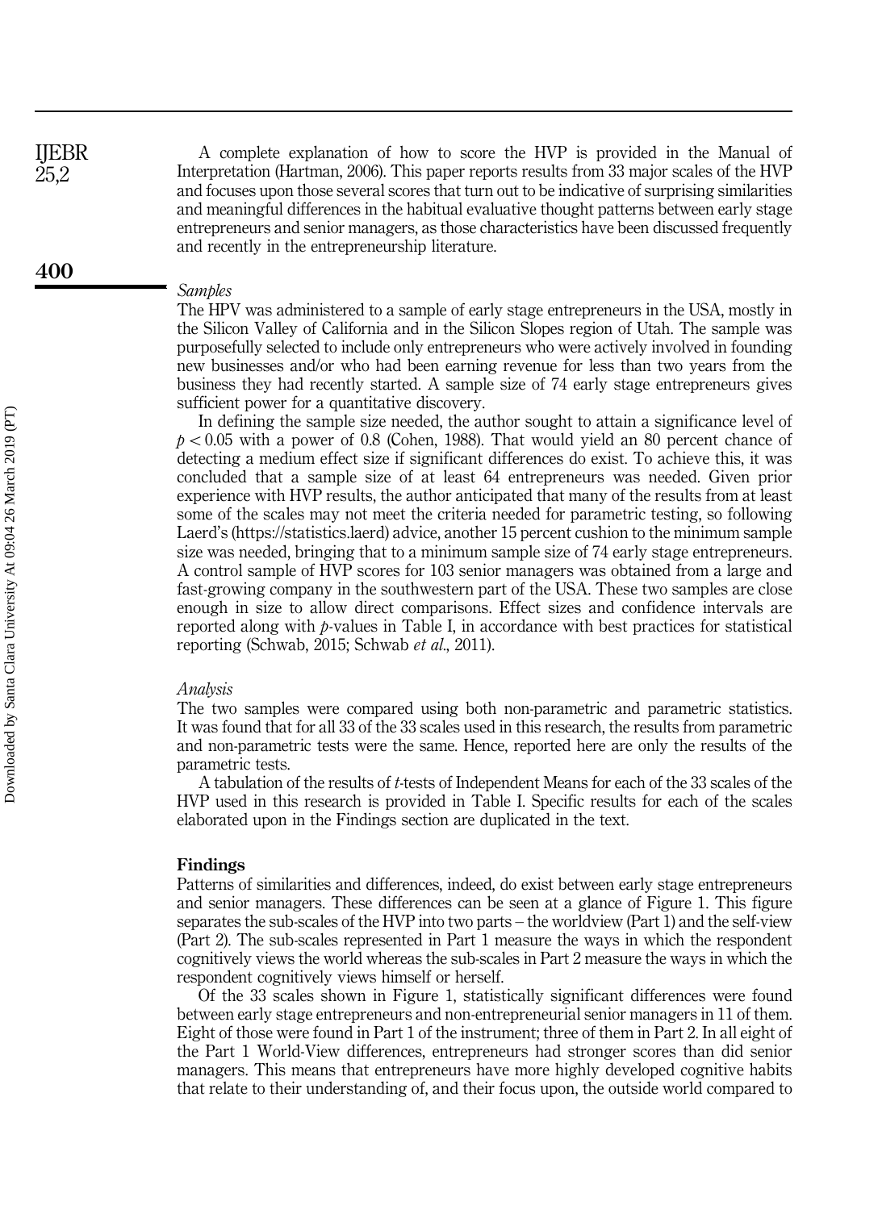A complete explanation of how to score the HVP is provided in the Manual of Interpretation (Hartman, 2006). This paper reports results from 33 major scales of the HVP and focuses upon those several scores that turn out to be indicative of surprising similarities and meaningful differences in the habitual evaluative thought patterns between early stage entrepreneurs and senior managers, as those characteristics have been discussed frequently and recently in the entrepreneurship literature.

*Samples*

The HPV was administered to a sample of early stage entrepreneurs in the USA, mostly in the Silicon Valley of California and in the Silicon Slopes region of Utah. The sample was purposefully selected to include only entrepreneurs who were actively involved in founding new businesses and/or who had been earning revenue for less than two years from the business they had recently started. A sample size of 74 early stage entrepreneurs gives sufficient power for a quantitative discovery.

In defining the sample size needed, the author sought to attain a significance level of $p < 0.05$ with a power of 0.8 (Cohen, 1988). That would yield an 80 percent chance of detecting a medium effect size if significant differences do exist. To achieve this, it was concluded that a sample size of at least 64 entrepreneurs was needed. Given prior experience with HVP results, the author anticipated that many of the results from at least some of the scales may not meet the criteria needed for parametric testing, so following Laerd's (https://statistics.laerd) advice, another 15 percent cushion to the minimum sample size was needed, bringing that to a minimum sample size of 74 early stage entrepreneurs. A control sample of HVP scores for 103 senior managers was obtained from a large and fast-growing company in the southwestern part of the USA. These two samples are close enough in size to allow direct comparisons. Effect sizes and confidence intervals are reported along with $p$-values in Table I, in accordance with best practices for statistical reporting (Schwab, 2015; Schwab *et al.*, 2011).

*Analysis*

The two samples were compared using both non-parametric and parametric statistics. It was found that for all 33 of the 33 scales used in this research, the results from parametric and non-parametric tests were the same. Hence, reported here are only the results of the parametric tests.

A tabulation of the results of $t$-tests of Independent Means for each of the 33 scales of the HVP used in this research is provided in Table I. Specific results for each of the scales elaborated upon in the Findings section are duplicated in the text.

## Findings

Patterns of similarities and differences, indeed, do exist between early stage entrepreneurs and senior managers. These differences can be seen at a glance of Figure 1. This figure separates the sub-scales of the HVP into two parts – the worldview (Part 1) and the self-view (Part 2). The sub-scales represented in Part 1 measure the ways in which the respondent cognitively views the world whereas the sub-scales in Part 2 measure the ways in which the respondent cognitively views himself or herself.

Of the 33 scales shown in Figure 1, statistically significant differences were found between early stage entrepreneurs and non-entrepreneurial senior managers in 11 of them. Eight of those were found in Part 1 of the instrument; three of them in Part 2. In all eight of the Part 1 World-View differences, entrepreneurs had stronger scores than did senior managers. This means that entrepreneurs have more highly developed cognitive habits that relate to their understanding of, and their focus upon, the outside world compared to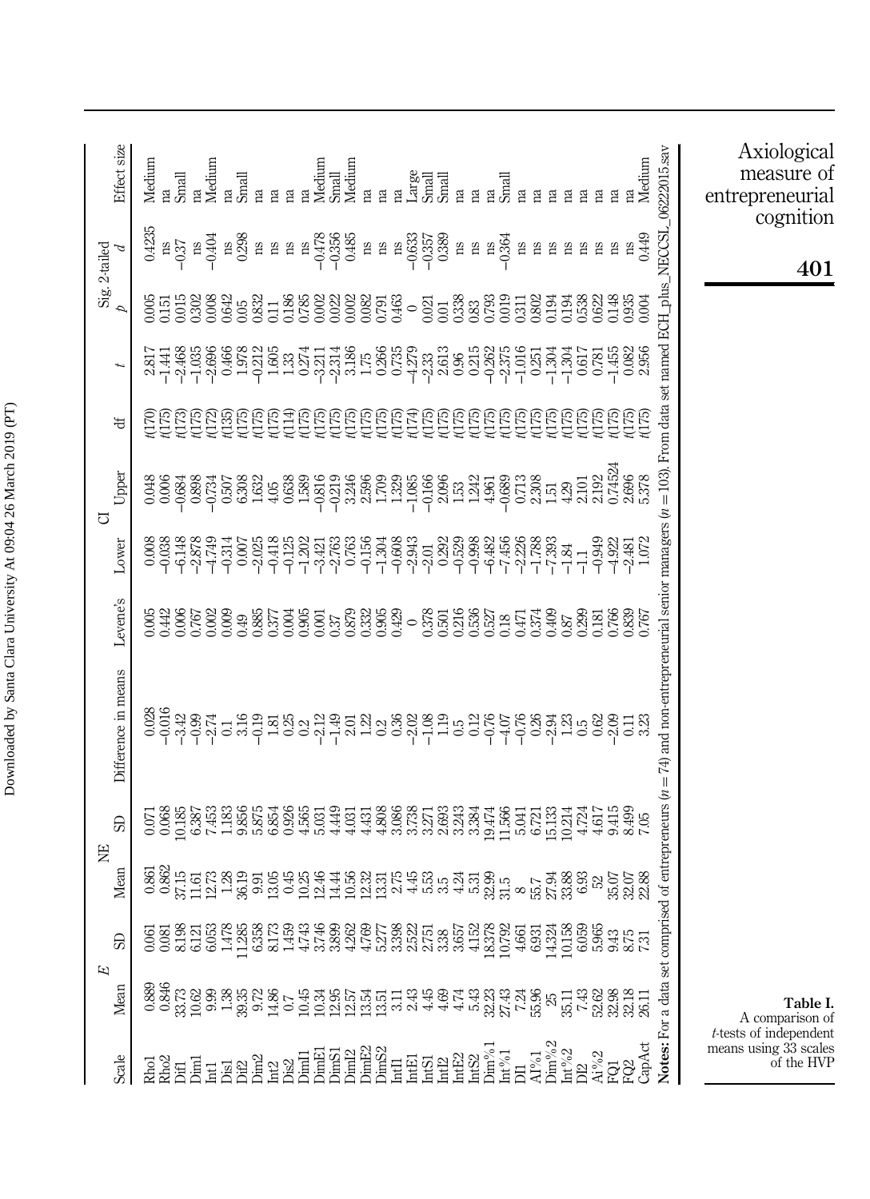| Scale | E |  | NE |  | Difference in means | Levene's | CI |  | df | t | Sig. 2-tailed |  | Effect size |
|---|---|---|---|---|---|---|---|---|---|---|---|---|---|
|  | Mean | SD | Mean | SD |  |  | Lower | Upper |  |  | p | d |  |
| Rho1 | 0.889 | 0.061 | 0.861 | 0.071 | 0.028 | 0.005 | 0.008 | 0.048 | t(170) | 2.817 | 0.005 | 0.4235 | Medium |
| Rho2 | 0.846 | 0.081 | 0.862 | 0.068 | −0.016 | 0.442 | −0.038 | 0.006 | t(175) | −1.441 | 0.151 | ns | na |
| Dif1 | 33.73 | 8.198 | 37.15 | 10.185 | −3.42 | 0.006 | −6.148 | −0.684 | t(173) | −2.468 | 0.015 | −0.37 | Small |
| Dim1 | 10.62 | 6.121 | 11.61 | 6.387 | −0.99 | 0.767 | −2.878 | 0.898 | t(175) | −1.035 | 0.302 | ns | na |
| Int1 | 9.99 | 6.053 | 12.73 | 7.453 | −2.74 | 0.002 | −4.749 | −0.734 | t(172) | −2.696 | 0.008 | −0.404 | Medium |
| Dis1 | 1.38 | 1.478 | 1.28 | 1.183 | 0.1 | 0.009 | −0.314 | 0.507 | t(135) | 0.466 | 0.642 | ns | na |
| Dif2 | 39.35 | 11.285 | 36.19 | 9.856 | 3.16 | 0.49 | 0.007 | 6.308 | t(175) | 1.978 | 0.05 | 0.298 | Small |
| Dim2 | 9.72 | 6.358 | 9.91 | 5.875 | −0.19 | 0.885 | −2.025 | 1.632 | t(175) | −0.212 | 0.832 | ns | na |
| Int2 | 14.86 | 8.173 | 13.05 | 6.854 | 1.81 | 0.377 | −0.418 | 4.05 | t(175) | 1.605 | 0.11 | ns | na |
| Dis2 | 0.7 | 1.459 | 0.45 | 0.926 | 0.25 | 0.004 | −0.125 | 0.638 | t(114) | 1.33 | 0.186 | ns | na |
| DimI1 | 10.45 | 4.743 | 10.25 | 4.565 | 0.2 | 0.905 | −1.202 | 1.589 | t(175) | 0.274 | 0.785 | ns | na |
| DimE1 | 10.34 | 3.746 | 12.46 | 5.031 | −2.12 | 0.001 | −3.421 | −0.816 | t(175) | −3.211 | 0.002 | −0.478 | Medium |
| DimS1 | 12.95 | 3.899 | 14.44 | 4.449 | −1.49 | 0.37 | −2.763 | −0.219 | t(175) | −2.314 | 0.022 | −0.356 | Small |
| DimI2 | 12.57 | 4.262 | 10.56 | 4.031 | 2.01 | 0.879 | 0.763 | 3.246 | t(175) | 3.186 | 0.002 | 0.485 | Medium |
| DimE2 | 13.54 | 4.769 | 12.32 | 4.431 | 1.22 | 0.332 | −0.156 | 2.596 | t(175) | 1.75 | 0.082 | ns | na |
| DimS2 | 13.51 | 5.277 | 13.31 | 4.808 | 0.2 | 0.905 | −1.304 | 1.709 | t(175) | 0.266 | 0.791 | ns | na |
| IntI1 | 3.11 | 3.398 | 2.75 | 3.086 | 0.36 | 0.429 | −0.608 | 1.329 | t(175) | 0.735 | 0.463 | ns | na |
| IntE1 | 2.43 | 2.522 | 4.45 | 3.738 | −2.02 | 0 | −2.943 | −1.085 | t(174) | −4.279 | 0 | −0.633 | Large |
| IntS1 | 4.45 | 2.751 | 5.53 | 3.271 | −1.08 | 0.378 | −2.01 | −0.166 | t(175) | −2.33 | 0.021 | −0.357 | Small |
| IntI2 | 4.69 | 3.38 | 3.5 | 2.693 | 1.19 | 0.501 | 0.292 | 2.096 | t(175) | 2.613 | 0.01 | 0.389 | Small |
| IntE2 | 4.74 | 3.657 | 4.24 | 3.243 | 0.5 | 0.216 | −0.529 | 1.53 | t(175) | 0.96 | 0.338 | ns | na |
| IntS2 | 5.43 | 4.152 | 5.31 | 3.384 | 0.12 | 0.536 | −0.998 | 1.242 | t(175) | 0.215 | 0.83 | ns | na |
| Dim%1 | 32.23 | 18.378 | 32.99 | 19.474 | −0.76 | 0.527 | −6.482 | 4.961 | t(175) | −0.262 | 0.793 | ns | na |
| Int%1 | 27.43 | 10.792 | 31.5 | 11.566 | −4.07 | 0.18 | −7.456 | −0.689 | t(175) | −2.375 | 0.019 | −0.364 | Small |
| DI1 | 7.24 | 4.661 | 8 | 5.041 | −0.76 | 0.471 | −2.226 | 0.713 | t(175) | −1.016 | 0.311 | ns | na |
| AI%1 | 55.96 | 6.931 | 55.7 | 6.721 | 0.26 | 0.374 | −1.788 | 2.308 | t(175) | 0.251 | 0.802 | ns | na |
| Dim%2 | 25 | 14.324 | 27.94 | 15.133 | −2.94 | 0.409 | −7.393 | 1.51 | t(175) | −1.304 | 0.194 | ns | na |
| Int%2 | 35.11 | 10.158 | 33.88 | 10.214 | 1.23 | 0.87 | −1.84 | 4.29 | t(175) | −1.304 | 0.194 | ns | na |
| DI2 | 7.43 | 6.059 | 6.93 | 4.724 | 0.5 | 0.299 | −1.1 | 2.101 | t(175) | 0.617 | 0.538 | ns | na |
| AI%2 | 52.62 | 5.965 | 52 | 4.617 | 0.62 | 0.181 | −0.949 | 2.192 | t(175) | 0.781 | 0.622 | ns | na |
| FQ1 | 32.98 | 9.43 | 35.07 | 9.415 | −2.09 | 0.766 | −4.922 | 0.74524 | t(175) | −1.455 | 0.148 | ns | na |
| FQ2 | 32.18 | 8.75 | 32.07 | 8.499 | 0.11 | 0.839 | −2.481 | 2.696 | t(175) | 0.082 | 0.935 | ns | na |
| CapAct | 26.11 | 7.31 | 22.88 | 7.05 | 3.23 | 0.767 | 1.072 | 5.378 | t(175) | 2.956 | 0.004 | 0.449 | Medium |

**Notes:** For a data set comprised of entrepreneurs ($n = 74$) and non-entrepreneurial senior managers ($n = 103$). From data set named BCH_plus_NECCSL_06222015.sav

**Table I.** A comparison of *t*-tests of independent means using 33 scales of the HVP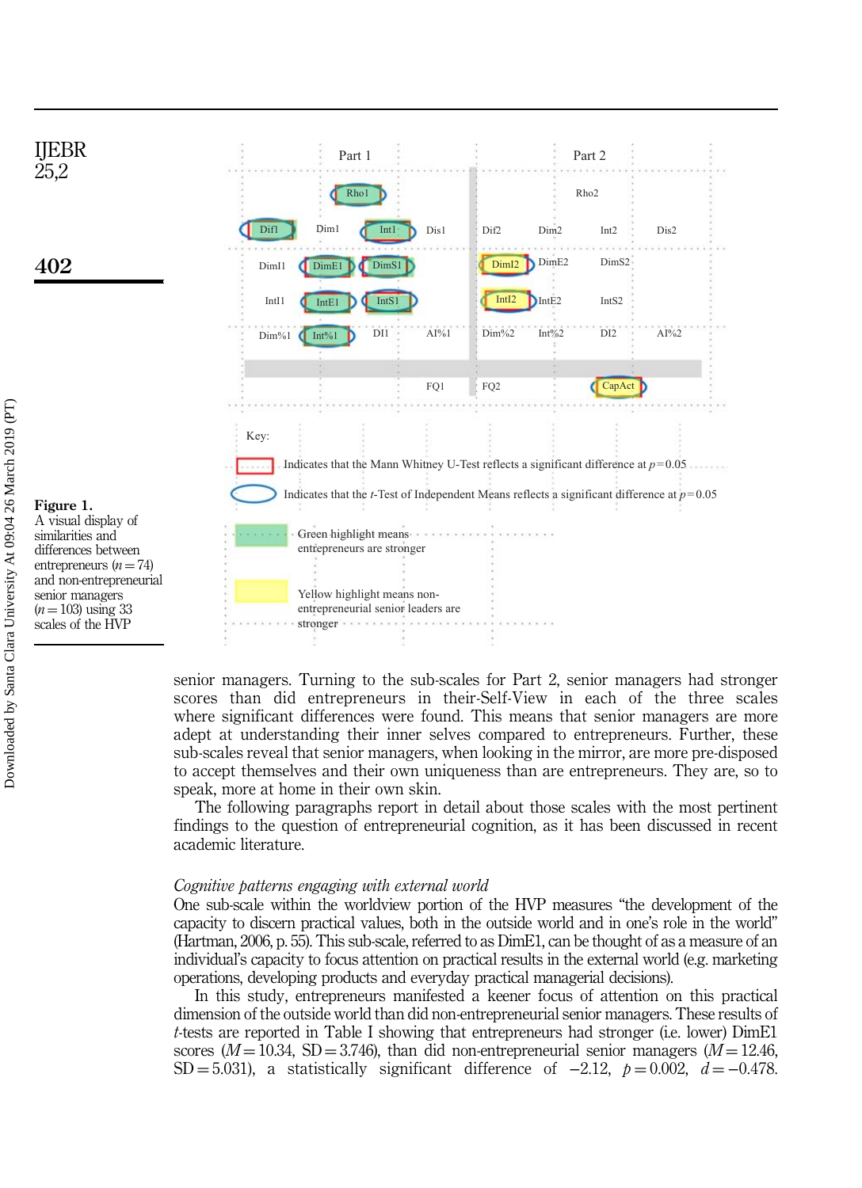| | Part 1 | | | Part 2 | | |
|---|---|---|---|---|---|---|
| | Rho1 | | | | Rho2 | |
| Dif1 | Dim1 | Int1 | Dis1 | Dif2 | Dim2 | Int2 | Dis2 |
| DimI1 | DimE1 | DimS1 | | DimI2 | DimE2 | DimS2 | |
| IntI1 | IntE1 | IntS1 | | IntI2 | IntE2 | IntS2 | |
| Dim%1 | Int%1 | DI1 | AI%1 | Dim%2 | Int%2 | DI2 | AI%2 |
| | | | FQ1 | FQ2 | | CapAct | |

Key:

Indicates that the Mann Whitney U-Test reflects a significant difference at $p = 0.05$

Indicates that the *t*-Test of Independent Means reflects a significant difference at $p = 0.05$

Green highlight means entrepreneurs are stronger

Yellow highlight means non-entrepreneurial senior leaders are stronger

**Figure 1.** A visual display of similarities and differences between entrepreneurs ($n = 74$) and non-entrepreneurial senior managers ($n = 103$) using 33 scales of the HVP

senior managers. Turning to the sub-scales for Part 2, senior managers had stronger scores than did entrepreneurs in their-Self-View in each of the three scales where significant differences were found. This means that senior managers are more adept at understanding their inner selves compared to entrepreneurs. Further, these sub-scales reveal that senior managers, when looking in the mirror, are more pre-disposed to accept themselves and their own uniqueness than are entrepreneurs. They are, so to speak, more at home in their own skin.

The following paragraphs report in detail about those scales with the most pertinent findings to the question of entrepreneurial cognition, as it has been discussed in recent academic literature.

*Cognitive patterns engaging with external world*

One sub-scale within the worldview portion of the HVP measures "the development of the capacity to discern practical values, both in the outside world and in one's role in the world" (Hartman, 2006, p. 55). This sub-scale, referred to as DimE1, can be thought of as a measure of an individual's capacity to focus attention on practical results in the external world (e.g. marketing operations, developing products and everyday practical managerial decisions).

In this study, entrepreneurs manifested a keener focus of attention on this practical dimension of the outside world than did non-entrepreneurial senior managers. These results of *t*-tests are reported in Table I showing that entrepreneurs had stronger (i.e. lower) DimE1 scores ($M = 10.34$, $SD = 3.746$), than did non-entrepreneurial senior managers ($M = 12.46$, $SD = 5.031$), a statistically significant difference of $-2.12$, $p = 0.002$, $d = -0.478$.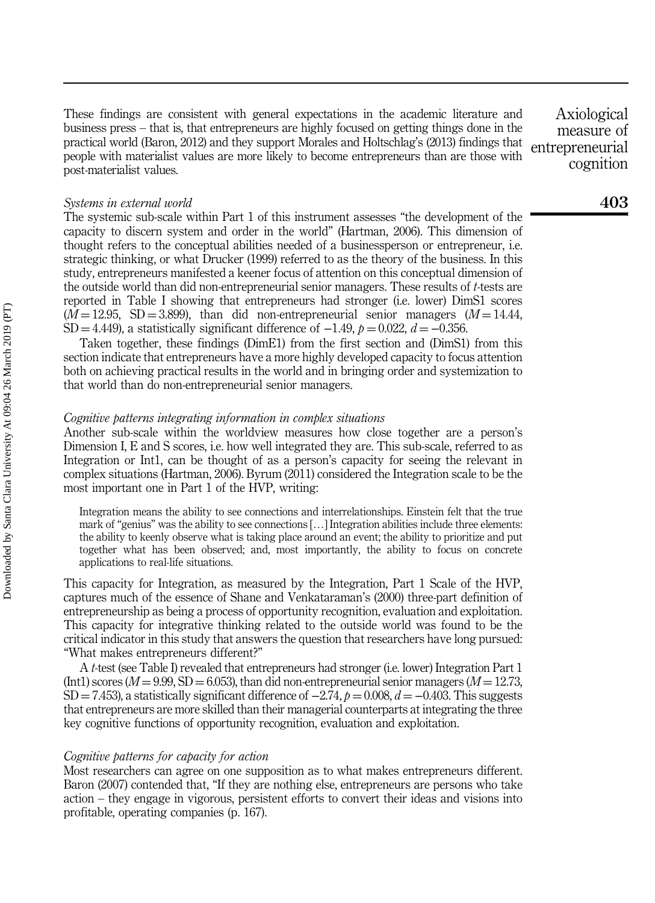These findings are consistent with general expectations in the academic literature and business press – that is, that entrepreneurs are highly focused on getting things done in the practical world (Baron, 2012) and they support Morales and Holtschlag's (2013) findings that people with materialist values are more likely to become entrepreneurs than are those with post-materialist values.

*Systems in external world*

The systemic sub-scale within Part 1 of this instrument assesses "the development of the capacity to discern system and order in the world" (Hartman, 2006). This dimension of thought refers to the conceptual abilities needed of a businessperson or entrepreneur, i.e. strategic thinking, or what Drucker (1999) referred to as the theory of the business. In this study, entrepreneurs manifested a keener focus of attention on this conceptual dimension of the outside world than did non-entrepreneurial senior managers. These results of *t*-tests are reported in Table I showing that entrepreneurs had stronger (i.e. lower) DimS1 scores ($M = 12.95$, $SD = 3.899$), than did non-entrepreneurial senior managers ($M = 14.44$, $SD = 4.449$), a statistically significant difference of −1.49, $p = 0.022$, $d = -0.356$.

Taken together, these findings (DimE1) from the first section and (DimS1) from this section indicate that entrepreneurs have a more highly developed capacity to focus attention both on achieving practical results in the world and in bringing order and systemization to that world than do non-entrepreneurial senior managers.

*Cognitive patterns integrating information in complex situations*

Another sub-scale within the worldview measures how close together are a person's Dimension I, E and S scores, i.e. how well integrated they are. This sub-scale, referred to as Integration or Int1, can be thought of as a person's capacity for seeing the relevant in complex situations (Hartman, 2006). Byrum (2011) considered the Integration scale to be the most important one in Part 1 of the HVP, writing:

> Integration means the ability to see connections and interrelationships. Einstein felt that the true mark of "genius" was the ability to see connections […] Integration abilities include three elements: the ability to keenly observe what is taking place around an event; the ability to prioritize and put together what has been observed; and, most importantly, the ability to focus on concrete applications to real-life situations.

This capacity for Integration, as measured by the Integration, Part 1 Scale of the HVP, captures much of the essence of Shane and Venkataraman's (2000) three-part definition of entrepreneurship as being a process of opportunity recognition, evaluation and exploitation. This capacity for integrative thinking related to the outside world was found to be the critical indicator in this study that answers the question that researchers have long pursued: "What makes entrepreneurs different?"

A *t*-test (see Table I) revealed that entrepreneurs had stronger (i.e. lower) Integration Part 1 (Int1) scores ($M = 9.99$, $SD = 6.053$), than did non-entrepreneurial senior managers ($M = 12.73$, $SD = 7.453$), a statistically significant difference of −2.74, $p = 0.008$, $d = -0.403$. This suggests that entrepreneurs are more skilled than their managerial counterparts at integrating the three key cognitive functions of opportunity recognition, evaluation and exploitation.

*Cognitive patterns for capacity for action*

Most researchers can agree on one supposition as to what makes entrepreneurs different. Baron (2007) contended that, "If they are nothing else, entrepreneurs are persons who take action – they engage in vigorous, persistent efforts to convert their ideas and visions into profitable, operating companies (p. 167).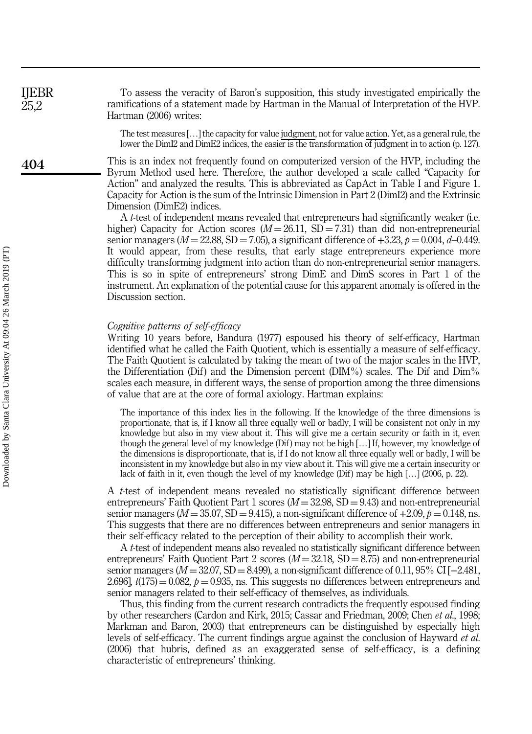To assess the veracity of Baron's supposition, this study investigated empirically the ramifications of a statement made by Hartman in the Manual of Interpretation of the HVP. Hartman (2006) writes:

> The test measures […] the capacity for value judgment, not for value action. Yet, as a general rule, the lower the DimI2 and DimE2 indices, the easier is the transformation of judgment in to action (p. 127).

This is an index not frequently found on computerized version of the HVP, including the Byrum Method used here. Therefore, the author developed a scale called "Capacity for Action" and analyzed the results. This is abbreviated as CapAct in Table I and Figure 1. Capacity for Action is the sum of the Intrinsic Dimension in Part 2 (DimI2) and the Extrinsic Dimension (DimE2) indices.

A *t*-test of independent means revealed that entrepreneurs had significantly weaker (i.e. higher) Capacity for Action scores ($M = 26.11$, $SD = 7.31$) than did non-entrepreneurial senior managers ($M = 22.88$, $SD = 7.05$), a significant difference of +3.23, $p = 0.004$, $d$–0.449. It would appear, from these results, that early stage entrepreneurs experience more difficulty transforming judgment into action than do non-entrepreneurial senior managers. This is so in spite of entrepreneurs' strong DimE and DimS scores in Part 1 of the instrument. An explanation of the potential cause for this apparent anomaly is offered in the Discussion section.

### *Cognitive patterns of self-efficacy*

Writing 10 years before, Bandura (1977) espoused his theory of self-efficacy, Hartman identified what he called the Faith Quotient, which is essentially a measure of self-efficacy. The Faith Quotient is calculated by taking the mean of two of the major scales in the HVP, the Differentiation (Dif) and the Dimension percent (DIM%) scales. The Dif and Dim% scales each measure, in different ways, the sense of proportion among the three dimensions of value that are at the core of formal axiology. Hartman explains:

> The importance of this index lies in the following. If the knowledge of the three dimensions is proportionate, that is, if I know all three equally well or badly, I will be consistent not only in my knowledge but also in my view about it. This will give me a certain security or faith in it, even though the general level of my knowledge (Dif) may not be high […] If, however, my knowledge of the dimensions is disproportionate, that is, if I do not know all three equally well or badly, I will be inconsistent in my knowledge but also in my view about it. This will give me a certain insecurity or lack of faith in it, even though the level of my knowledge (Dif) may be high […] (2006, p. 22).

A *t*-test of independent means revealed no statistically significant difference between entrepreneurs' Faith Quotient Part 1 scores ($M = 32.98$, $SD = 9.43$) and non-entrepreneurial senior managers ($M = 35.07$, $SD = 9.415$), a non-significant difference of +2.09, $p = 0.148$, ns. This suggests that there are no differences between entrepreneurs and senior managers in their self-efficacy related to the perception of their ability to accomplish their work.

A *t*-test of independent means also revealed no statistically significant difference between entrepreneurs' Faith Quotient Part 2 scores ($M = 32.18$, $SD = 8.75$) and non-entrepreneurial senior managers ($M = 32.07$, $SD = 8.499$), a non-significant difference of 0.11, 95% CI [−2.481, 2.696], $t(175) = 0.082$, $p = 0.935$, ns. This suggests no differences between entrepreneurs and senior managers related to their self-efficacy of themselves, as individuals.

Thus, this finding from the current research contradicts the frequently espoused finding by other researchers (Cardon and Kirk, 2015; Cassar and Friedman, 2009; Chen *et al.*, 1998; Markman and Baron, 2003) that entrepreneurs can be distinguished by especially high levels of self-efficacy. The current findings argue against the conclusion of Hayward *et al.* (2006) that hubris, defined as an exaggerated sense of self-efficacy, is a defining characteristic of entrepreneurs' thinking.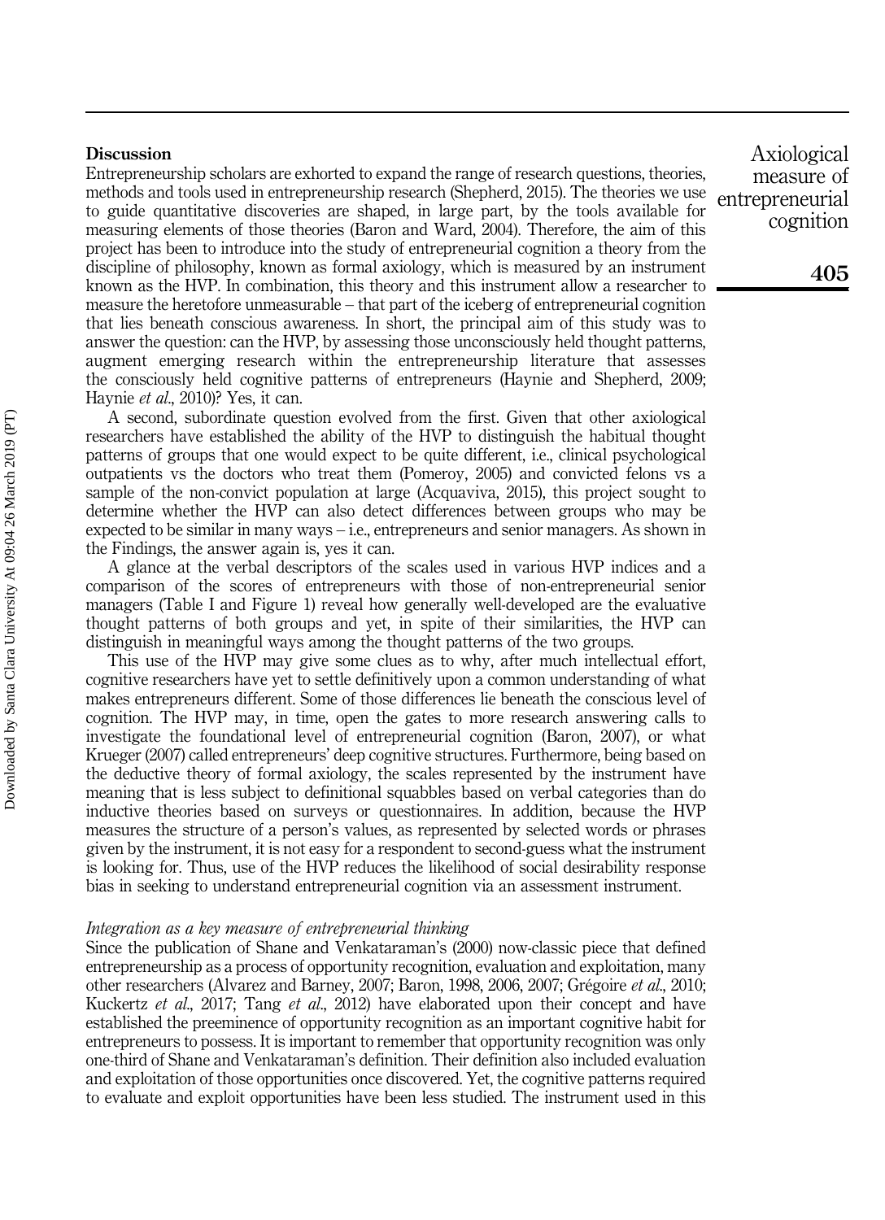## Discussion

Entrepreneurship scholars are exhorted to expand the range of research questions, theories, methods and tools used in entrepreneurship research (Shepherd, 2015). The theories we use to guide quantitative discoveries are shaped, in large part, by the tools available for measuring elements of those theories (Baron and Ward, 2004). Therefore, the aim of this project has been to introduce into the study of entrepreneurial cognition a theory from the discipline of philosophy, known as formal axiology, which is measured by an instrument known as the HVP. In combination, this theory and this instrument allow a researcher to measure the heretofore unmeasurable – that part of the iceberg of entrepreneurial cognition that lies beneath conscious awareness. In short, the principal aim of this study was to answer the question: can the HVP, by assessing those unconsciously held thought patterns, augment emerging research within the entrepreneurship literature that assesses the consciously held cognitive patterns of entrepreneurs (Haynie and Shepherd, 2009; Haynie *et al.*, 2010)? Yes, it can.

A second, subordinate question evolved from the first. Given that other axiological researchers have established the ability of the HVP to distinguish the habitual thought patterns of groups that one would expect to be quite different, i.e., clinical psychological outpatients vs the doctors who treat them (Pomeroy, 2005) and convicted felons vs a sample of the non-convict population at large (Acquaviva, 2015), this project sought to determine whether the HVP can also detect differences between groups who may be expected to be similar in many ways – i.e., entrepreneurs and senior managers. As shown in the Findings, the answer again is, yes it can.

A glance at the verbal descriptors of the scales used in various HVP indices and a comparison of the scores of entrepreneurs with those of non-entrepreneurial senior managers (Table I and Figure 1) reveal how generally well-developed are the evaluative thought patterns of both groups and yet, in spite of their similarities, the HVP can distinguish in meaningful ways among the thought patterns of the two groups.

This use of the HVP may give some clues as to why, after much intellectual effort, cognitive researchers have yet to settle definitively upon a common understanding of what makes entrepreneurs different. Some of those differences lie beneath the conscious level of cognition. The HVP may, in time, open the gates to more research answering calls to investigate the foundational level of entrepreneurial cognition (Baron, 2007), or what Krueger (2007) called entrepreneurs' deep cognitive structures. Furthermore, being based on the deductive theory of formal axiology, the scales represented by the instrument have meaning that is less subject to definitional squabbles based on verbal categories than do inductive theories based on surveys or questionnaires. In addition, because the HVP measures the structure of a person's values, as represented by selected words or phrases given by the instrument, it is not easy for a respondent to second-guess what the instrument is looking for. Thus, use of the HVP reduces the likelihood of social desirability response bias in seeking to understand entrepreneurial cognition via an assessment instrument.

### *Integration as a key measure of entrepreneurial thinking*

Since the publication of Shane and Venkataraman's (2000) now-classic piece that defined entrepreneurship as a process of opportunity recognition, evaluation and exploitation, many other researchers (Alvarez and Barney, 2007; Baron, 1998, 2006, 2007; Grégoire *et al.*, 2010; Kuckertz *et al.*, 2017; Tang *et al.*, 2012) have elaborated upon their concept and have established the preeminence of opportunity recognition as an important cognitive habit for entrepreneurs to possess. It is important to remember that opportunity recognition was only one-third of Shane and Venkataraman's definition. Their definition also included evaluation and exploitation of those opportunities once discovered. Yet, the cognitive patterns required to evaluate and exploit opportunities have been less studied. The instrument used in this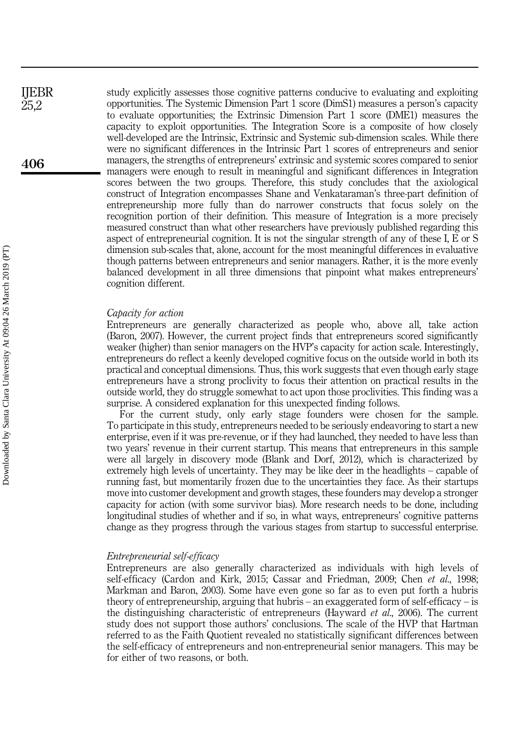study explicitly assesses those cognitive patterns conducive to evaluating and exploiting opportunities. The Systemic Dimension Part 1 score (DimS1) measures a person's capacity to evaluate opportunities; the Extrinsic Dimension Part 1 score (DME1) measures the capacity to exploit opportunities. The Integration Score is a composite of how closely well-developed are the Intrinsic, Extrinsic and Systemic sub-dimension scales. While there were no significant differences in the Intrinsic Part 1 scores of entrepreneurs and senior managers, the strengths of entrepreneurs' extrinsic and systemic scores compared to senior managers were enough to result in meaningful and significant differences in Integration scores between the two groups. Therefore, this study concludes that the axiological construct of Integration encompasses Shane and Venkataraman's three-part definition of entrepreneurship more fully than do narrower constructs that focus solely on the recognition portion of their definition. This measure of Integration is a more precisely measured construct than what other researchers have previously published regarding this aspect of entrepreneurial cognition. It is not the singular strength of any of these I, E or S dimension sub-scales that, alone, account for the most meaningful differences in evaluative though patterns between entrepreneurs and senior managers. Rather, it is the more evenly balanced development in all three dimensions that pinpoint what makes entrepreneurs' cognition different.

### *Capacity for action*

Entrepreneurs are generally characterized as people who, above all, take action (Baron, 2007). However, the current project finds that entrepreneurs scored significantly weaker (higher) than senior managers on the HVP's capacity for action scale. Interestingly, entrepreneurs do reflect a keenly developed cognitive focus on the outside world in both its practical and conceptual dimensions. Thus, this work suggests that even though early stage entrepreneurs have a strong proclivity to focus their attention on practical results in the outside world, they do struggle somewhat to act upon those proclivities. This finding was a surprise. A considered explanation for this unexpected finding follows.

For the current study, only early stage founders were chosen for the sample. To participate in this study, entrepreneurs needed to be seriously endeavoring to start a new enterprise, even if it was pre-revenue, or if they had launched, they needed to have less than two years' revenue in their current startup. This means that entrepreneurs in this sample were all largely in discovery mode (Blank and Dorf, 2012), which is characterized by extremely high levels of uncertainty. They may be like deer in the headlights – capable of running fast, but momentarily frozen due to the uncertainties they face. As their startups move into customer development and growth stages, these founders may develop a stronger capacity for action (with some survivor bias). More research needs to be done, including longitudinal studies of whether and if so, in what ways, entrepreneurs' cognitive patterns change as they progress through the various stages from startup to successful enterprise.

### *Entrepreneurial self-efficacy*

Entrepreneurs are also generally characterized as individuals with high levels of self-efficacy (Cardon and Kirk, 2015; Cassar and Friedman, 2009; Chen *et al*., 1998; Markman and Baron, 2003). Some have even gone so far as to even put forth a hubris theory of entrepreneurship, arguing that hubris – an exaggerated form of self-efficacy – is the distinguishing characteristic of entrepreneurs (Hayward *et al*., 2006). The current study does not support those authors' conclusions. The scale of the HVP that Hartman referred to as the Faith Quotient revealed no statistically significant differences between the self-efficacy of entrepreneurs and non-entrepreneurial senior managers. This may be for either of two reasons, or both.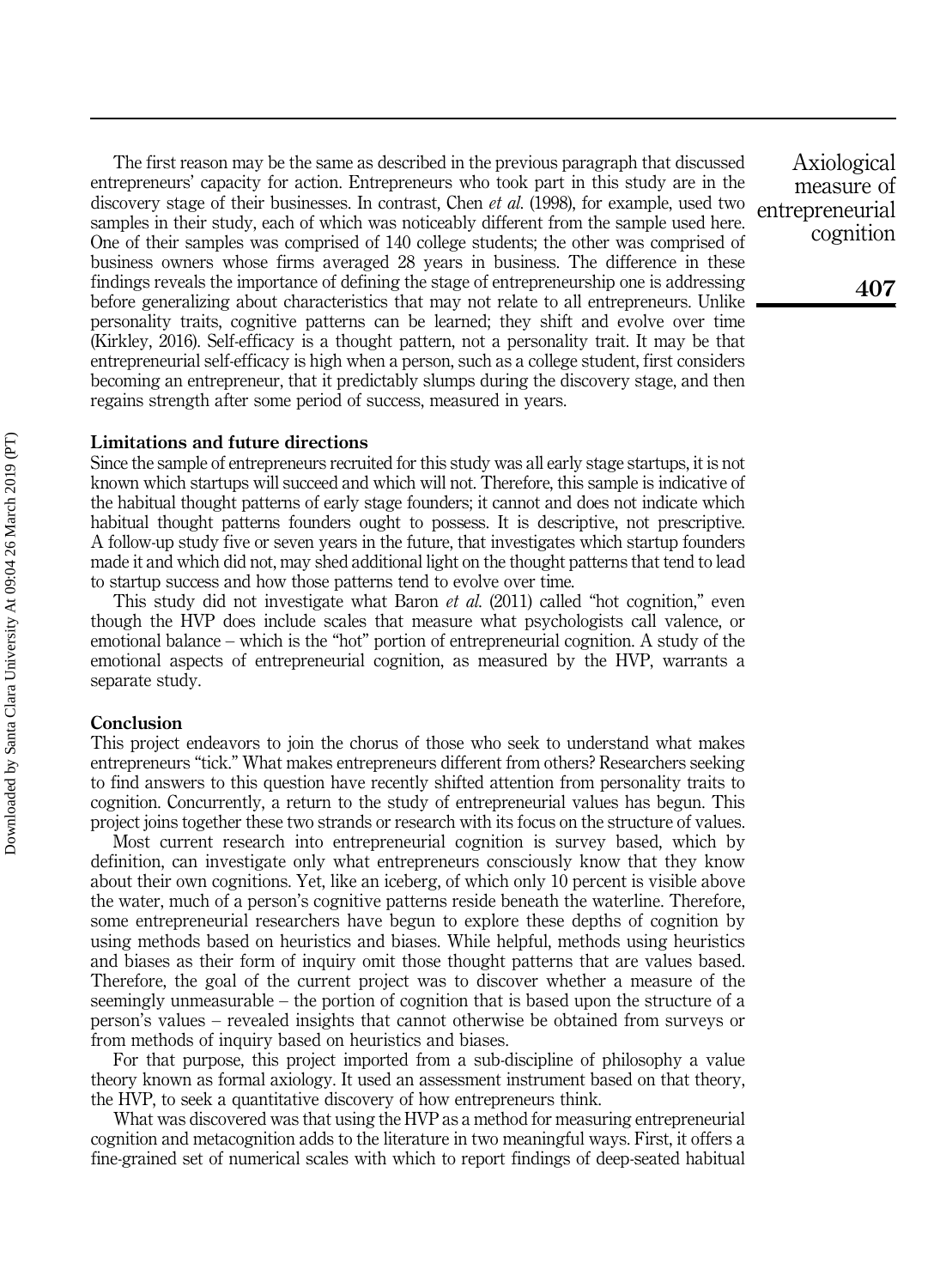The first reason may be the same as described in the previous paragraph that discussed entrepreneurs' capacity for action. Entrepreneurs who took part in this study are in the discovery stage of their businesses. In contrast, Chen *et al.* (1998), for example, used two samples in their study, each of which was noticeably different from the sample used here. One of their samples was comprised of 140 college students; the other was comprised of business owners whose firms averaged 28 years in business. The difference in these findings reveals the importance of defining the stage of entrepreneurship one is addressing before generalizing about characteristics that may not relate to all entrepreneurs. Unlike personality traits, cognitive patterns can be learned; they shift and evolve over time (Kirkley, 2016). Self-efficacy is a thought pattern, not a personality trait. It may be that entrepreneurial self-efficacy is high when a person, such as a college student, first considers becoming an entrepreneur, that it predictably slumps during the discovery stage, and then regains strength after some period of success, measured in years.

### Limitations and future directions

Since the sample of entrepreneurs recruited for this study was all early stage startups, it is not known which startups will succeed and which will not. Therefore, this sample is indicative of the habitual thought patterns of early stage founders; it cannot and does not indicate which habitual thought patterns founders ought to possess. It is descriptive, not prescriptive. A follow-up study five or seven years in the future, that investigates which startup founders made it and which did not, may shed additional light on the thought patterns that tend to lead to startup success and how those patterns tend to evolve over time.

This study did not investigate what Baron *et al.* (2011) called "hot cognition," even though the HVP does include scales that measure what psychologists call valence, or emotional balance – which is the "hot" portion of entrepreneurial cognition. A study of the emotional aspects of entrepreneurial cognition, as measured by the HVP, warrants a separate study.

### Conclusion

This project endeavors to join the chorus of those who seek to understand what makes entrepreneurs "tick." What makes entrepreneurs different from others? Researchers seeking to find answers to this question have recently shifted attention from personality traits to cognition. Concurrently, a return to the study of entrepreneurial values has begun. This project joins together these two strands or research with its focus on the structure of values.

Most current research into entrepreneurial cognition is survey based, which by definition, can investigate only what entrepreneurs consciously know that they know about their own cognitions. Yet, like an iceberg, of which only 10 percent is visible above the water, much of a person's cognitive patterns reside beneath the waterline. Therefore, some entrepreneurial researchers have begun to explore these depths of cognition by using methods based on heuristics and biases. While helpful, methods using heuristics and biases as their form of inquiry omit those thought patterns that are values based. Therefore, the goal of the current project was to discover whether a measure of the seemingly unmeasurable – the portion of cognition that is based upon the structure of a person's values – revealed insights that cannot otherwise be obtained from surveys or from methods of inquiry based on heuristics and biases.

For that purpose, this project imported from a sub-discipline of philosophy a value theory known as formal axiology. It used an assessment instrument based on that theory, the HVP, to seek a quantitative discovery of how entrepreneurs think.

What was discovered was that using the HVP as a method for measuring entrepreneurial cognition and metacognition adds to the literature in two meaningful ways. First, it offers a fine-grained set of numerical scales with which to report findings of deep-seated habitual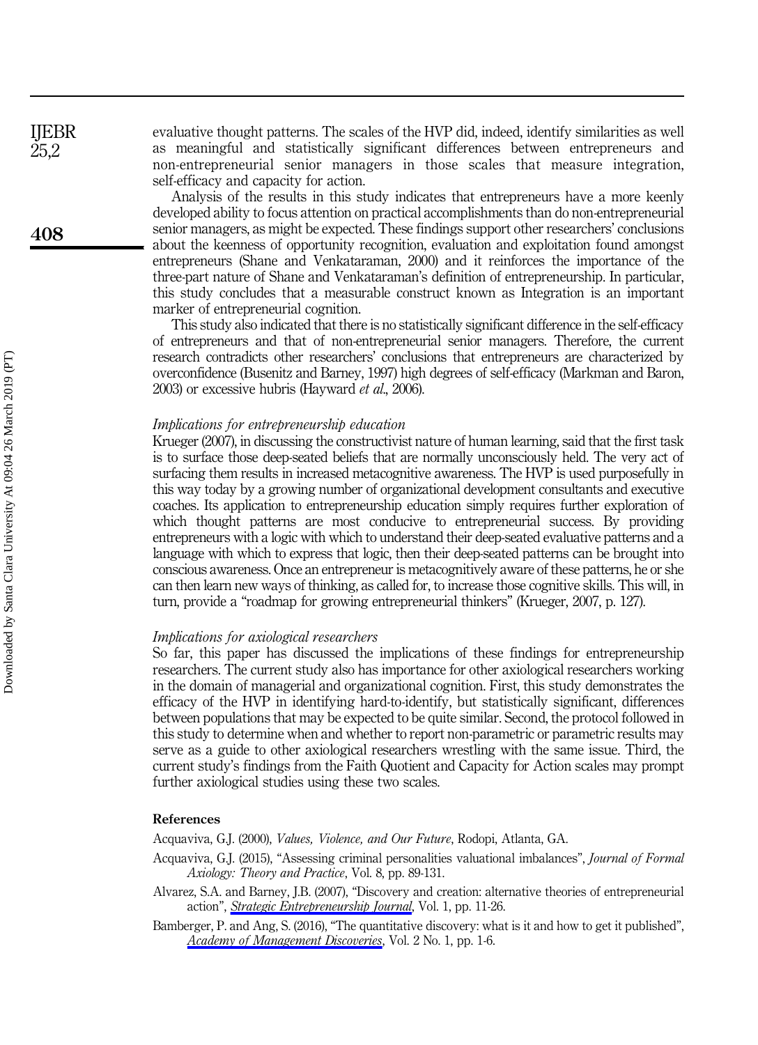evaluative thought patterns. The scales of the HVP did, indeed, identify similarities as well as meaningful and statistically significant differences between entrepreneurs and non-entrepreneurial senior managers in those scales that measure integration, self-efficacy and capacity for action.

Analysis of the results in this study indicates that entrepreneurs have a more keenly developed ability to focus attention on practical accomplishments than do non-entrepreneurial senior managers, as might be expected. These findings support other researchers' conclusions about the keenness of opportunity recognition, evaluation and exploitation found amongst entrepreneurs (Shane and Venkataraman, 2000) and it reinforces the importance of the three-part nature of Shane and Venkataraman's definition of entrepreneurship. In particular, this study concludes that a measurable construct known as Integration is an important marker of entrepreneurial cognition.

This study also indicated that there is no statistically significant difference in the self-efficacy of entrepreneurs and that of non-entrepreneurial senior managers. Therefore, the current research contradicts other researchers' conclusions that entrepreneurs are characterized by overconfidence (Busenitz and Barney, 1997) high degrees of self-efficacy (Markman and Baron, 2003) or excessive hubris (Hayward *et al.*, 2006).

### *Implications for entrepreneurship education*

Krueger (2007), in discussing the constructivist nature of human learning, said that the first task is to surface those deep-seated beliefs that are normally unconsciously held. The very act of surfacing them results in increased metacognitive awareness. The HVP is used purposefully in this way today by a growing number of organizational development consultants and executive coaches. Its application to entrepreneurship education simply requires further exploration of which thought patterns are most conducive to entrepreneurial success. By providing entrepreneurs with a logic with which to understand their deep-seated evaluative patterns and a language with which to express that logic, then their deep-seated patterns can be brought into conscious awareness. Once an entrepreneur is metacognitively aware of these patterns, he or she can then learn new ways of thinking, as called for, to increase those cognitive skills. This will, in turn, provide a "roadmap for growing entrepreneurial thinkers" (Krueger, 2007, p. 127).

### *Implications for axiological researchers*

So far, this paper has discussed the implications of these findings for entrepreneurship researchers. The current study also has importance for other axiological researchers working in the domain of managerial and organizational cognition. First, this study demonstrates the efficacy of the HVP in identifying hard-to-identify, but statistically significant, differences between populations that may be expected to be quite similar. Second, the protocol followed in this study to determine when and whether to report non-parametric or parametric results may serve as a guide to other axiological researchers wrestling with the same issue. Third, the current study's findings from the Faith Quotient and Capacity for Action scales may prompt further axiological studies using these two scales.

## References

Acquaviva, G.J. (2000), *Values, Violence, and Our Future*, Rodopi, Atlanta, GA.

Acquaviva, G.J. (2015), "Assessing criminal personalities valuational imbalances", *Journal of Formal Axiology: Theory and Practice*, Vol. 8, pp. 89-131.

Alvarez, S.A. and Barney, J.B. (2007), "Discovery and creation: alternative theories of entrepreneurial action", *Strategic Entrepreneurship Journal*, Vol. 1, pp. 11-26.

Bamberger, P. and Ang, S. (2016), "The quantitative discovery: what is it and how to get it published", *Academy of Management Discoveries*, Vol. 2 No. 1, pp. 1-6.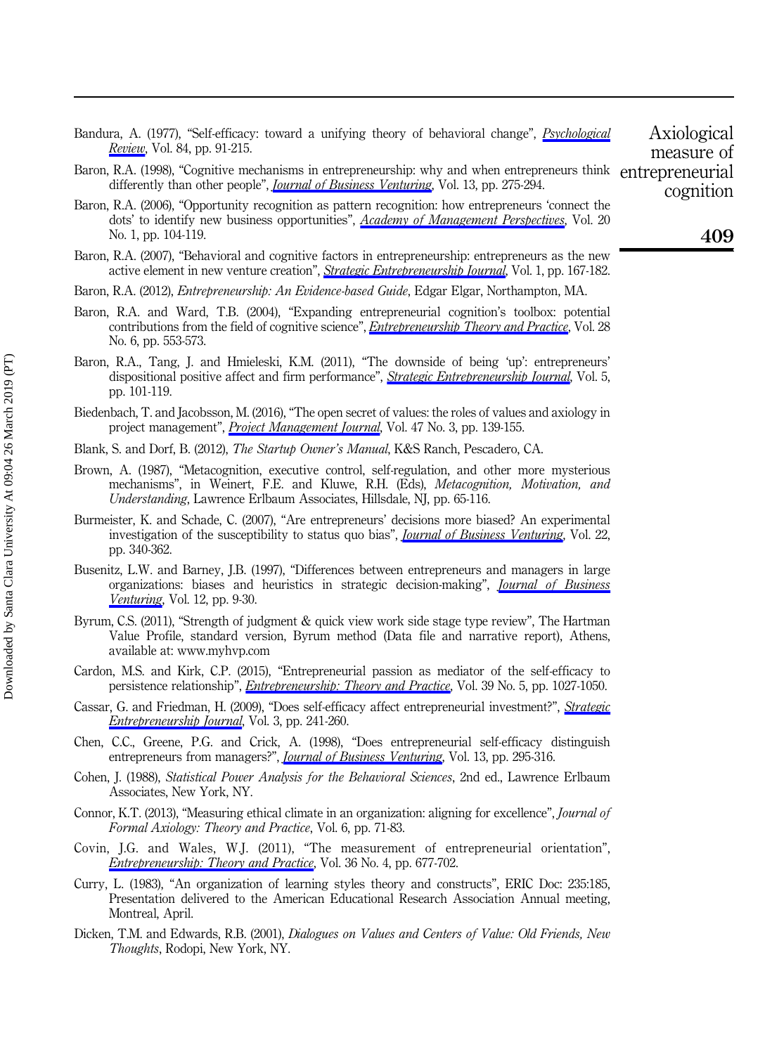Bandura, A. (1977), "Self-efficacy: toward a unifying theory of behavioral change", *Psychological Review*, Vol. 84, pp. 91-215.

Baron, R.A. (1998), "Cognitive mechanisms in entrepreneurship: why and when entrepreneurs think differently than other people", *Journal of Business Venturing*, Vol. 13, pp. 275-294.

Baron, R.A. (2006), "Opportunity recognition as pattern recognition: how entrepreneurs 'connect the dots' to identify new business opportunities", *Academy of Management Perspectives*, Vol. 20 No. 1, pp. 104-119.

Baron, R.A. (2007), "Behavioral and cognitive factors in entrepreneurship: entrepreneurs as the new active element in new venture creation", *Strategic Entrepreneurship Journal*, Vol. 1, pp. 167-182.

Baron, R.A. (2012), *Entrepreneurship: An Evidence-based Guide*, Edgar Elgar, Northampton, MA.

Baron, R.A. and Ward, T.B. (2004), "Expanding entrepreneurial cognition's toolbox: potential contributions from the field of cognitive science", *Entrepreneurship Theory and Practice*, Vol. 28 No. 6, pp. 553-573.

Baron, R.A., Tang, J. and Hmieleski, K.M. (2011), "The downside of being 'up': entrepreneurs' dispositional positive affect and firm performance", *Strategic Entrepreneurship Journal*, Vol. 5, pp. 101-119.

Biedenbach, T. and Jacobsson, M. (2016), "The open secret of values: the roles of values and axiology in project management", *Project Management Journal*, Vol. 47 No. 3, pp. 139-155.

Blank, S. and Dorf, B. (2012), *The Startup Owner's Manual*, K&S Ranch, Pescadero, CA.

Brown, A. (1987), "Metacognition, executive control, self-regulation, and other more mysterious mechanisms", in Weinert, F.E. and Kluwe, R.H. (Eds), *Metacognition, Motivation, and Understanding*, Lawrence Erlbaum Associates, Hillsdale, NJ, pp. 65-116.

Burmeister, K. and Schade, C. (2007), "Are entrepreneurs' decisions more biased? An experimental investigation of the susceptibility to status quo bias", *Journal of Business Venturing*, Vol. 22, pp. 340-362.

Busenitz, L.W. and Barney, J.B. (1997), "Differences between entrepreneurs and managers in large organizations: biases and heuristics in strategic decision-making", *Journal of Business Venturing*, Vol. 12, pp. 9-30.

Byrum, C.S. (2011), "Strength of judgment & quick view work side stage type review", The Hartman Value Profile, standard version, Byrum method (Data file and narrative report), Athens, available at: www.myhvp.com

Cardon, M.S. and Kirk, C.P. (2015), "Entrepreneurial passion as mediator of the self-efficacy to persistence relationship", *Entrepreneurship: Theory and Practice*, Vol. 39 No. 5, pp. 1027-1050.

Cassar, G. and Friedman, H. (2009), "Does self-efficacy affect entrepreneurial investment?", *Strategic Entrepreneurship Journal*, Vol. 3, pp. 241-260.

Chen, C.C., Greene, P.G. and Crick, A. (1998), "Does entrepreneurial self-efficacy distinguish entrepreneurs from managers?", *Journal of Business Venturing*, Vol. 13, pp. 295-316.

Cohen, J. (1988), *Statistical Power Analysis for the Behavioral Sciences*, 2nd ed., Lawrence Erlbaum Associates, New York, NY.

Connor, K.T. (2013), "Measuring ethical climate in an organization: aligning for excellence", *Journal of Formal Axiology: Theory and Practice*, Vol. 6, pp. 71-83.

Covin, J.G. and Wales, W.J. (2011), "The measurement of entrepreneurial orientation", *Entrepreneurship: Theory and Practice*, Vol. 36 No. 4, pp. 677-702.

Curry, L. (1983), "An organization of learning styles theory and constructs", ERIC Doc: 235:185, Presentation delivered to the American Educational Research Association Annual meeting, Montreal, April.

Dicken, T.M. and Edwards, R.B. (2001), *Dialogues on Values and Centers of Value: Old Friends, New Thoughts*, Rodopi, New York, NY.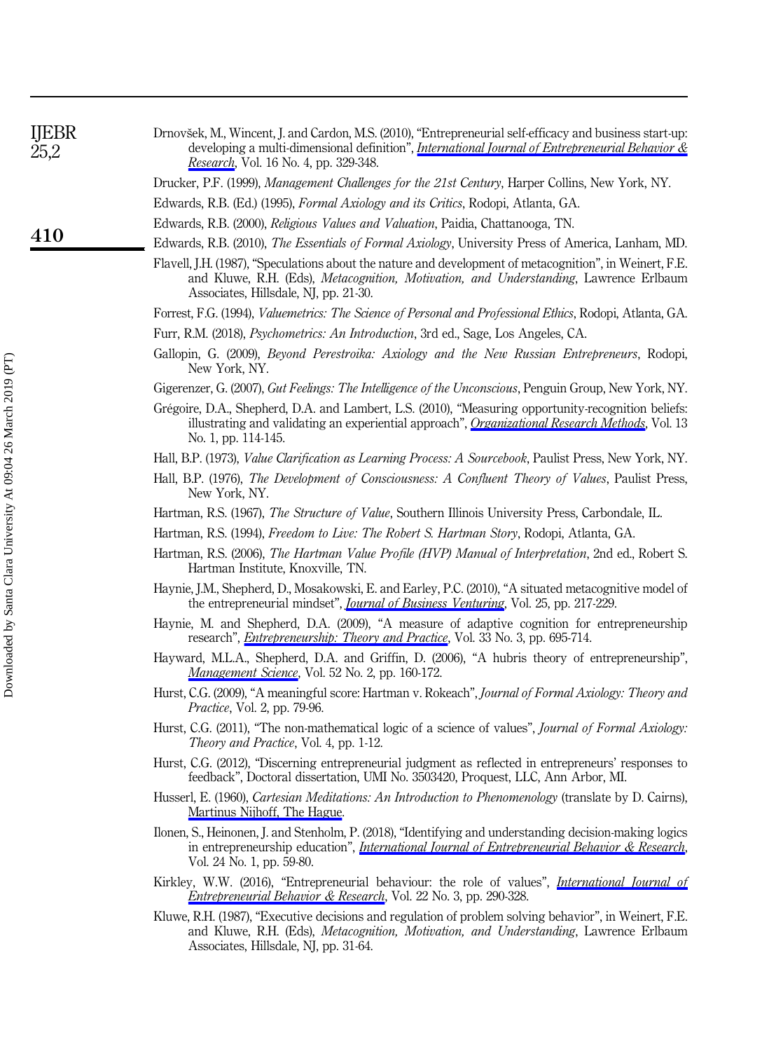Drnovšek, M., Wincent, J. and Cardon, M.S. (2010), "Entrepreneurial self-efficacy and business start-up: developing a multi-dimensional definition", *International Journal of Entrepreneurial Behavior & Research*, Vol. 16 No. 4, pp. 329-348.

Drucker, P.F. (1999), *Management Challenges for the 21st Century*, Harper Collins, New York, NY.

Edwards, R.B. (Ed.) (1995), *Formal Axiology and its Critics*, Rodopi, Atlanta, GA.

Edwards, R.B. (2000), *Religious Values and Valuation*, Paidia, Chattanooga, TN.

Edwards, R.B. (2010), *The Essentials of Formal Axiology*, University Press of America, Lanham, MD.

Flavell, J.H. (1987), "Speculations about the nature and development of metacognition", in Weinert, F.E. and Kluwe, R.H. (Eds), *Metacognition, Motivation, and Understanding*, Lawrence Erlbaum Associates, Hillsdale, NJ, pp. 21-30.

Forrest, F.G. (1994), *Valuemetrics: The Science of Personal and Professional Ethics*, Rodopi, Atlanta, GA.

Furr, R.M. (2018), *Psychometrics: An Introduction*, 3rd ed., Sage, Los Angeles, CA.

Gallopin, G. (2009), *Beyond Perestroika: Axiology and the New Russian Entrepreneurs*, Rodopi, New York, NY.

Gigerenzer, G. (2007), *Gut Feelings: The Intelligence of the Unconscious*, Penguin Group, New York, NY.

Grégoire, D.A., Shepherd, D.A. and Lambert, L.S. (2010), "Measuring opportunity-recognition beliefs: illustrating and validating an experiential approach", *Organizational Research Methods*, Vol. 13 No. 1, pp. 114-145.

Hall, B.P. (1973), *Value Clarification as Learning Process: A Sourcebook*, Paulist Press, New York, NY.

Hall, B.P. (1976), *The Development of Consciousness: A Confluent Theory of Values*, Paulist Press, New York, NY.

Hartman, R.S. (1967), *The Structure of Value*, Southern Illinois University Press, Carbondale, IL.

Hartman, R.S. (1994), *Freedom to Live: The Robert S. Hartman Story*, Rodopi, Atlanta, GA.

Hartman, R.S. (2006), *The Hartman Value Profile (HVP) Manual of Interpretation*, 2nd ed., Robert S. Hartman Institute, Knoxville, TN.

Haynie, J.M., Shepherd, D., Mosakowski, E. and Earley, P.C. (2010), "A situated metacognitive model of the entrepreneurial mindset", *Journal of Business Venturing*, Vol. 25, pp. 217-229.

Haynie, M. and Shepherd, D.A. (2009), "A measure of adaptive cognition for entrepreneurship research", *Entrepreneurship: Theory and Practice*, Vol. 33 No. 3, pp. 695-714.

Hayward, M.L.A., Shepherd, D.A. and Griffin, D. (2006), "A hubris theory of entrepreneurship", *Management Science*, Vol. 52 No. 2, pp. 160-172.

Hurst, C.G. (2009), "A meaningful score: Hartman v. Rokeach", *Journal of Formal Axiology: Theory and Practice*, Vol. 2, pp. 79-96.

Hurst, C.G. (2011), "The non-mathematical logic of a science of values", *Journal of Formal Axiology: Theory and Practice*, Vol. 4, pp. 1-12.

Hurst, C.G. (2012), "Discerning entrepreneurial judgment as reflected in entrepreneurs' responses to feedback", Doctoral dissertation, UMI No. 3503420, Proquest, LLC, Ann Arbor, MI.

Husserl, E. (1960), *Cartesian Meditations: An Introduction to Phenomenology* (translate by D. Cairns), Martinus Nijhoff, The Hague.

Ilonen, S., Heinonen, J. and Stenholm, P. (2018), "Identifying and understanding decision-making logics in entrepreneurship education", *International Journal of Entrepreneurial Behavior & Research*, Vol. 24 No. 1, pp. 59-80.

Kirkley, W.W. (2016), "Entrepreneurial behaviour: the role of values", *International Journal of Entrepreneurial Behavior & Research*, Vol. 22 No. 3, pp. 290-328.

Kluwe, R.H. (1987), "Executive decisions and regulation of problem solving behavior", in Weinert, F.E. and Kluwe, R.H. (Eds), *Metacognition, Motivation, and Understanding*, Lawrence Erlbaum Associates, Hillsdale, NJ, pp. 31-64.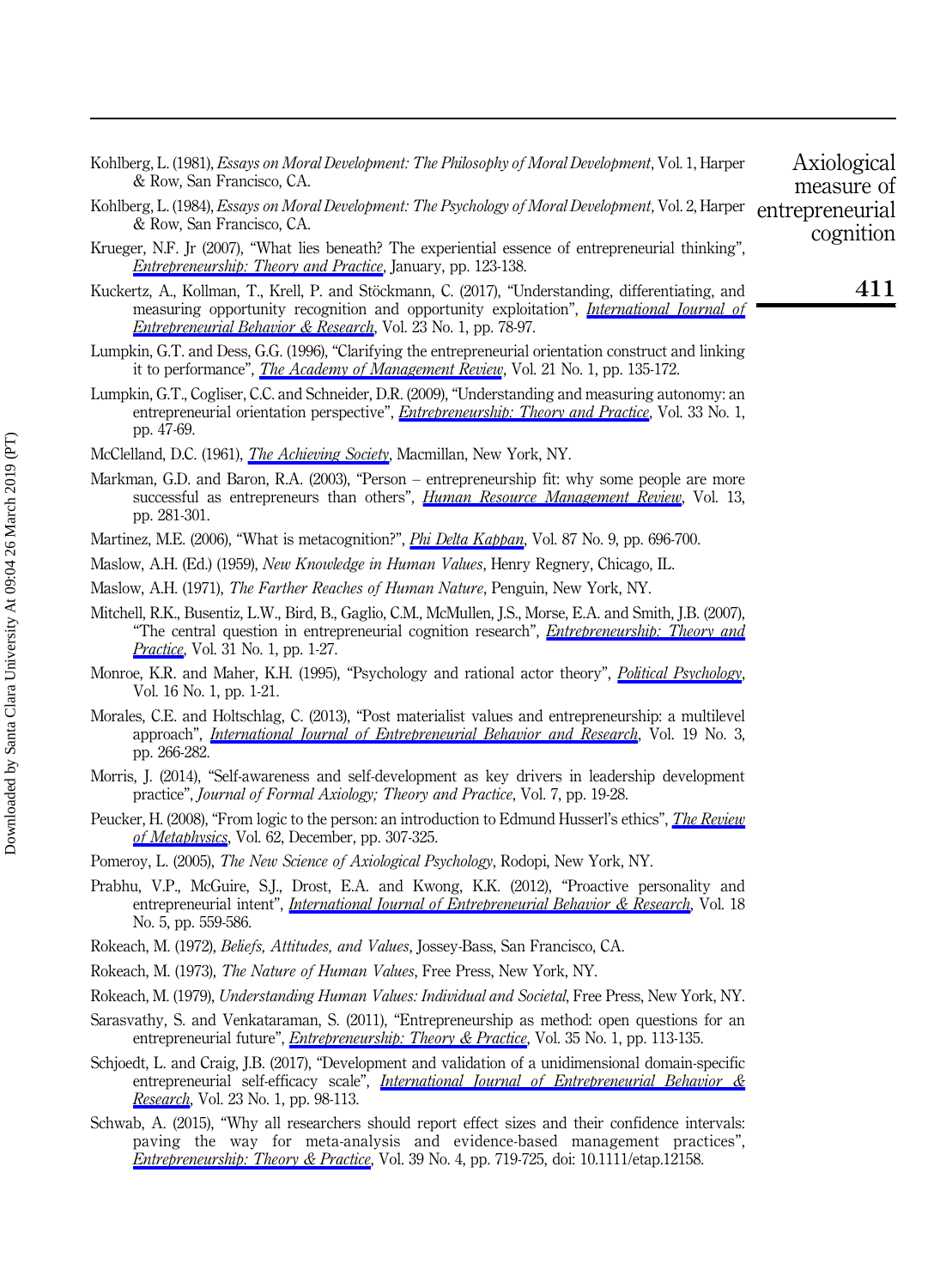Kohlberg, L. (1981), *Essays on Moral Development: The Philosophy of Moral Development*, Vol. 1, Harper & Row, San Francisco, CA.

Kohlberg, L. (1984), *Essays on Moral Development: The Psychology of Moral Development*, Vol. 2, Harper & Row, San Francisco, CA.

Krueger, N.F. Jr (2007), "What lies beneath? The experiential essence of entrepreneurial thinking", *Entrepreneurship: Theory and Practice*, January, pp. 123-138.

Kuckertz, A., Kollman, T., Krell, P. and Stöckmann, C. (2017), "Understanding, differentiating, and measuring opportunity recognition and opportunity exploitation", *International Journal of Entrepreneurial Behavior & Research*, Vol. 23 No. 1, pp. 78-97.

Lumpkin, G.T. and Dess, G.G. (1996), "Clarifying the entrepreneurial orientation construct and linking it to performance", *The Academy of Management Review*, Vol. 21 No. 1, pp. 135-172.

Lumpkin, G.T., Cogliser, C.C. and Schneider, D.R. (2009), "Understanding and measuring autonomy: an entrepreneurial orientation perspective", *Entrepreneurship: Theory and Practice*, Vol. 33 No. 1, pp. 47-69.

McClelland, D.C. (1961), *The Achieving Society*, Macmillan, New York, NY.

Markman, G.D. and Baron, R.A. (2003), "Person – entrepreneurship fit: why some people are more successful as entrepreneurs than others", *Human Resource Management Review*, Vol. 13, pp. 281-301.

Martinez, M.E. (2006), "What is metacognition?", *Phi Delta Kappan*, Vol. 87 No. 9, pp. 696-700.

Maslow, A.H. (Ed.) (1959), *New Knowledge in Human Values*, Henry Regnery, Chicago, IL.

Maslow, A.H. (1971), *The Farther Reaches of Human Nature*, Penguin, New York, NY.

Mitchell, R.K., Busentiz, L.W., Bird, B., Gaglio, C.M., McMullen, J.S., Morse, E.A. and Smith, J.B. (2007), "The central question in entrepreneurial cognition research", *Entrepreneurship: Theory and Practice*, Vol. 31 No. 1, pp. 1-27.

Monroe, K.R. and Maher, K.H. (1995), "Psychology and rational actor theory", *Political Psychology*, Vol. 16 No. 1, pp. 1-21.

Morales, C.E. and Holtschlag, C. (2013), "Post materialist values and entrepreneurship: a multilevel approach", *International Journal of Entrepreneurial Behavior and Research*, Vol. 19 No. 3, pp. 266-282.

Morris, J. (2014), "Self-awareness and self-development as key drivers in leadership development practice", *Journal of Formal Axiology; Theory and Practice*, Vol. 7, pp. 19-28.

Peucker, H. (2008), "From logic to the person: an introduction to Edmund Husserl's ethics", *The Review of Metaphysics*, Vol. 62, December, pp. 307-325.

Pomeroy, L. (2005), *The New Science of Axiological Psychology*, Rodopi, New York, NY.

Prabhu, V.P., McGuire, S.J., Drost, E.A. and Kwong, K.K. (2012), "Proactive personality and entrepreneurial intent", *International Journal of Entrepreneurial Behavior & Research*, Vol. 18 No. 5, pp. 559-586.

Rokeach, M. (1972), *Beliefs, Attitudes, and Values*, Jossey-Bass, San Francisco, CA.

Rokeach, M. (1973), *The Nature of Human Values*, Free Press, New York, NY.

Rokeach, M. (1979), *Understanding Human Values: Individual and Societal*, Free Press, New York, NY.

Sarasvathy, S. and Venkataraman, S. (2011), "Entrepreneurship as method: open questions for an entrepreneurial future", *Entrepreneurship: Theory & Practice*, Vol. 35 No. 1, pp. 113-135.

Schjoedt, L. and Craig, J.B. (2017), "Development and validation of a unidimensional domain-specific entrepreneurial self-efficacy scale", *International Journal of Entrepreneurial Behavior & Research*, Vol. 23 No. 1, pp. 98-113.

Schwab, A. (2015), "Why all researchers should report effect sizes and their confidence intervals: paving the way for meta-analysis and evidence-based management practices", *Entrepreneurship: Theory & Practice*, Vol. 39 No. 4, pp. 719-725, doi: 10.1111/etap.12158.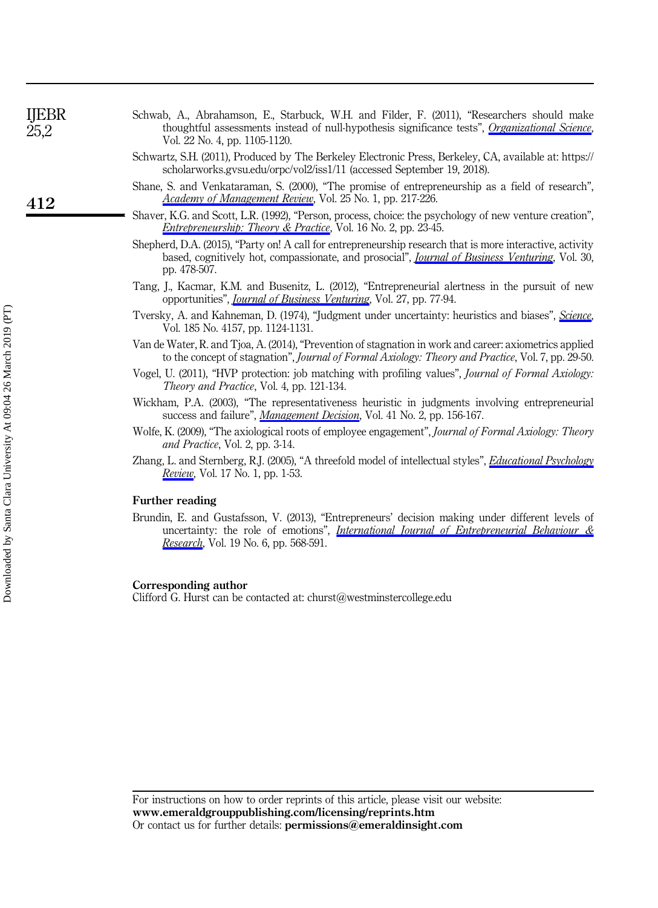Schwab, A., Abrahamson, E., Starbuck, W.H. and Filder, F. (2011), "Researchers should make thoughtful assessments instead of null-hypothesis significance tests", *Organizational Science*, Vol. 22 No. 4, pp. 1105-1120.

Schwartz, S.H. (2011), Produced by The Berkeley Electronic Press, Berkeley, CA, available at: https://scholarworks.gvsu.edu/orpc/vol2/iss1/11 (accessed September 19, 2018).

Shane, S. and Venkataraman, S. (2000), "The promise of entrepreneurship as a field of research", *Academy of Management Review*, Vol. 25 No. 1, pp. 217-226.

Shaver, K.G. and Scott, L.R. (1992), "Person, process, choice: the psychology of new venture creation", *Entrepreneurship: Theory & Practice*, Vol. 16 No. 2, pp. 23-45.

Shepherd, D.A. (2015), "Party on! A call for entrepreneurship research that is more interactive, activity based, cognitively hot, compassionate, and prosocial", *Journal of Business Venturing*, Vol. 30, pp. 478-507.

Tang, J., Kacmar, K.M. and Busenitz, L. (2012), "Entrepreneurial alertness in the pursuit of new opportunities", *Journal of Business Venturing*, Vol. 27, pp. 77-94.

Tversky, A. and Kahneman, D. (1974), "Judgment under uncertainty: heuristics and biases", *Science*, Vol. 185 No. 4157, pp. 1124-1131.

Van de Water, R. and Tjoa, A. (2014), "Prevention of stagnation in work and career: axiometrics applied to the concept of stagnation", *Journal of Formal Axiology: Theory and Practice*, Vol. 7, pp. 29-50.

Vogel, U. (2011), "HVP protection: job matching with profiling values", *Journal of Formal Axiology: Theory and Practice*, Vol. 4, pp. 121-134.

Wickham, P.A. (2003), "The representativeness heuristic in judgments involving entrepreneurial success and failure", *Management Decision*, Vol. 41 No. 2, pp. 156-167.

Wolfe, K. (2009), "The axiological roots of employee engagement", *Journal of Formal Axiology: Theory and Practice*, Vol. 2, pp. 3-14.

Zhang, L. and Sternberg, R.J. (2005), "A threefold model of intellectual styles", *Educational Psychology Review*, Vol. 17 No. 1, pp. 1-53.

## Further reading

Brundin, E. and Gustafsson, V. (2013), "Entrepreneurs' decision making under different levels of uncertainty: the role of emotions", *International Journal of Entrepreneurial Behaviour & Research*, Vol. 19 No. 6, pp. 568-591.

## Corresponding author

Clifford G. Hurst can be contacted at: churst@westminstercollege.edu

For instructions on how to order reprints of this article, please visit our website:
**www.emeraldgrouppublishing.com/licensing/reprints.htm**
Or contact us for further details: **permissions@emeraldinsight.com**